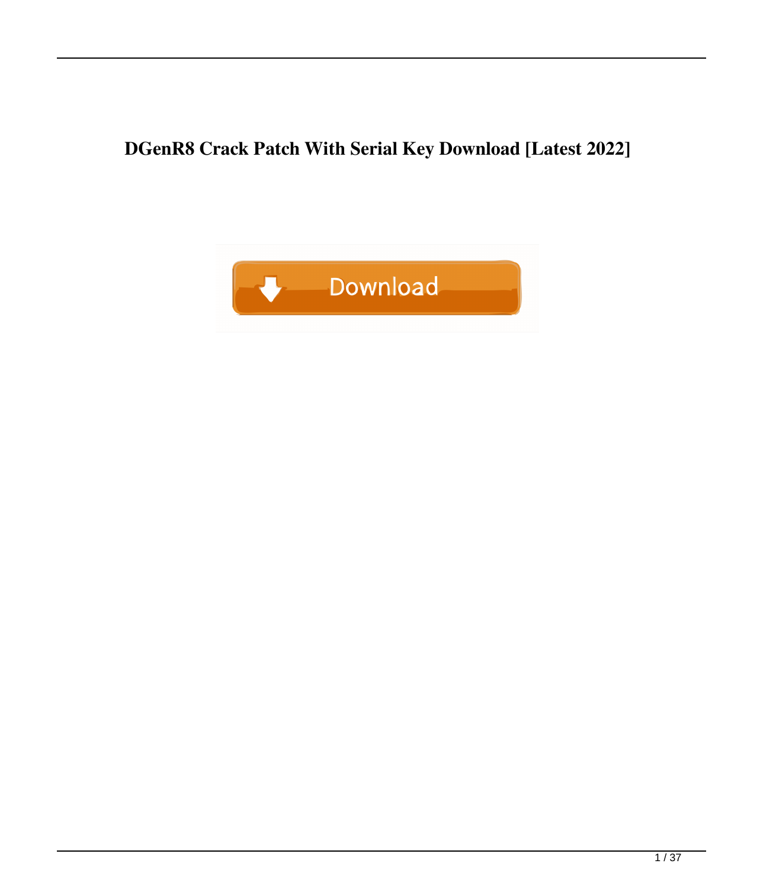# DGenR8 Crack Patch With Serial Key Download [Latest 2022]

Download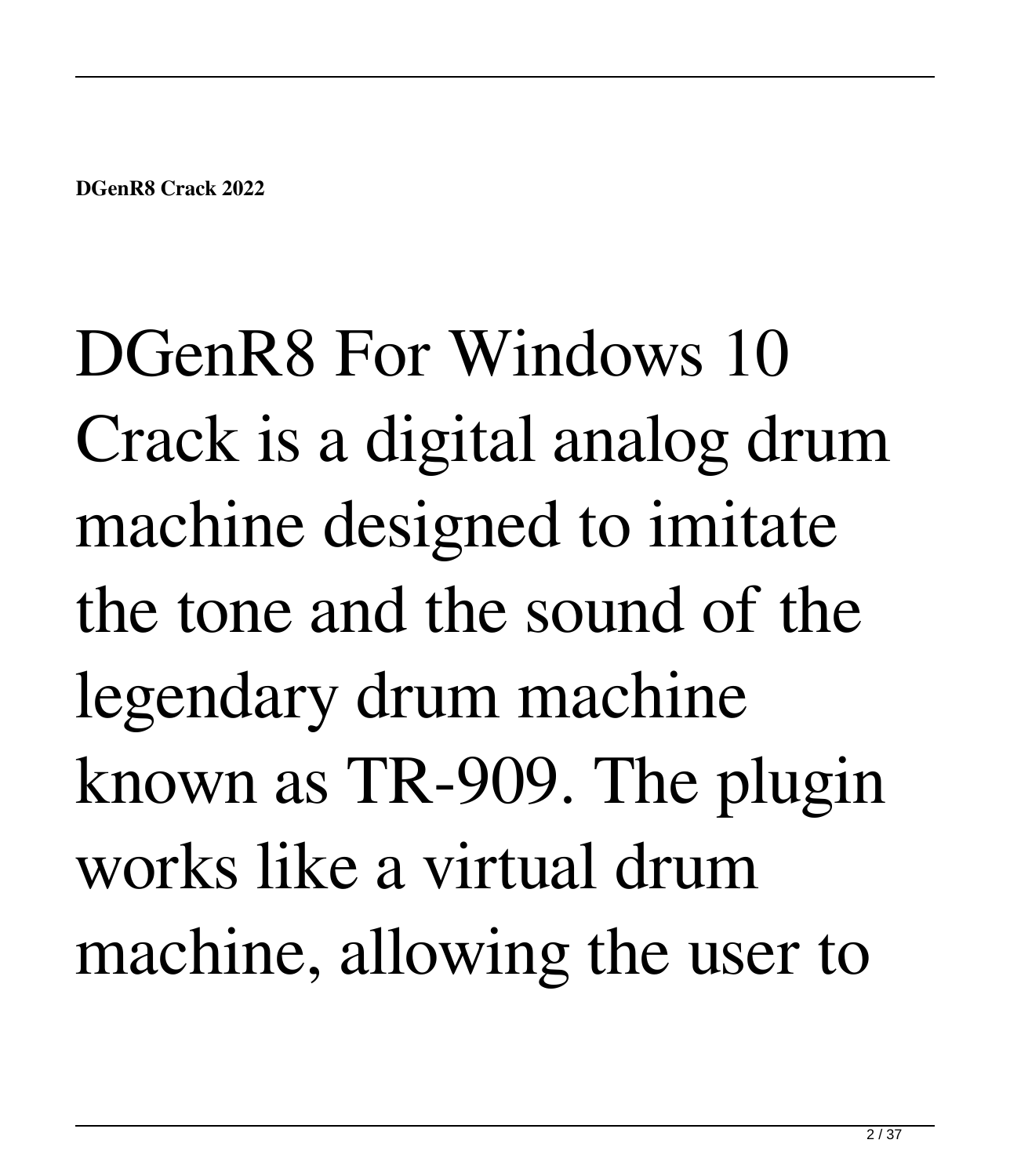DGenR8 For Windows 10 Crack is a digital analog drum machine designed to imitate the tone and the sound of the legendary drum machine known as TR-909. The plugin works like a virtual drum machine, allowing the user to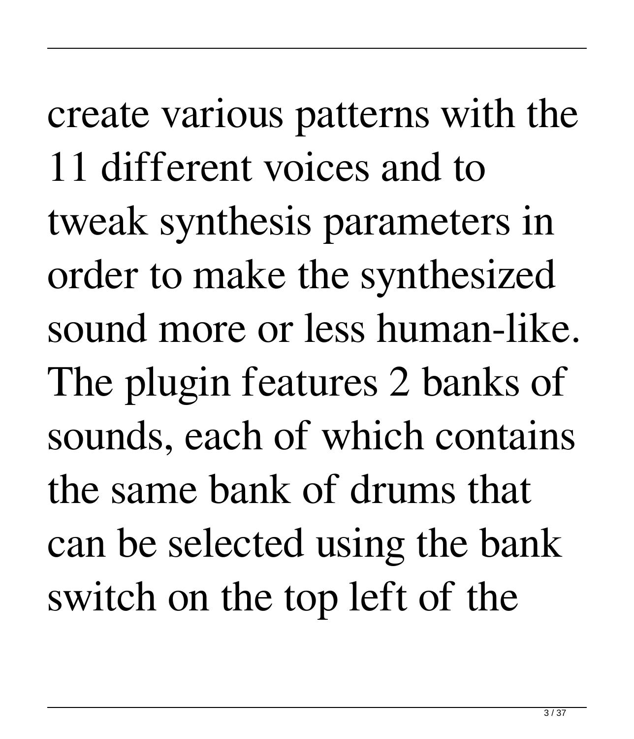create various patterns with the 11 different voices and to tweak synthesis parameters in order to make the synthesized sound more or less human-like. The plugin features 2 banks of sounds, each of which contains the same bank of drums that can be selected using the bank switch on the top left of the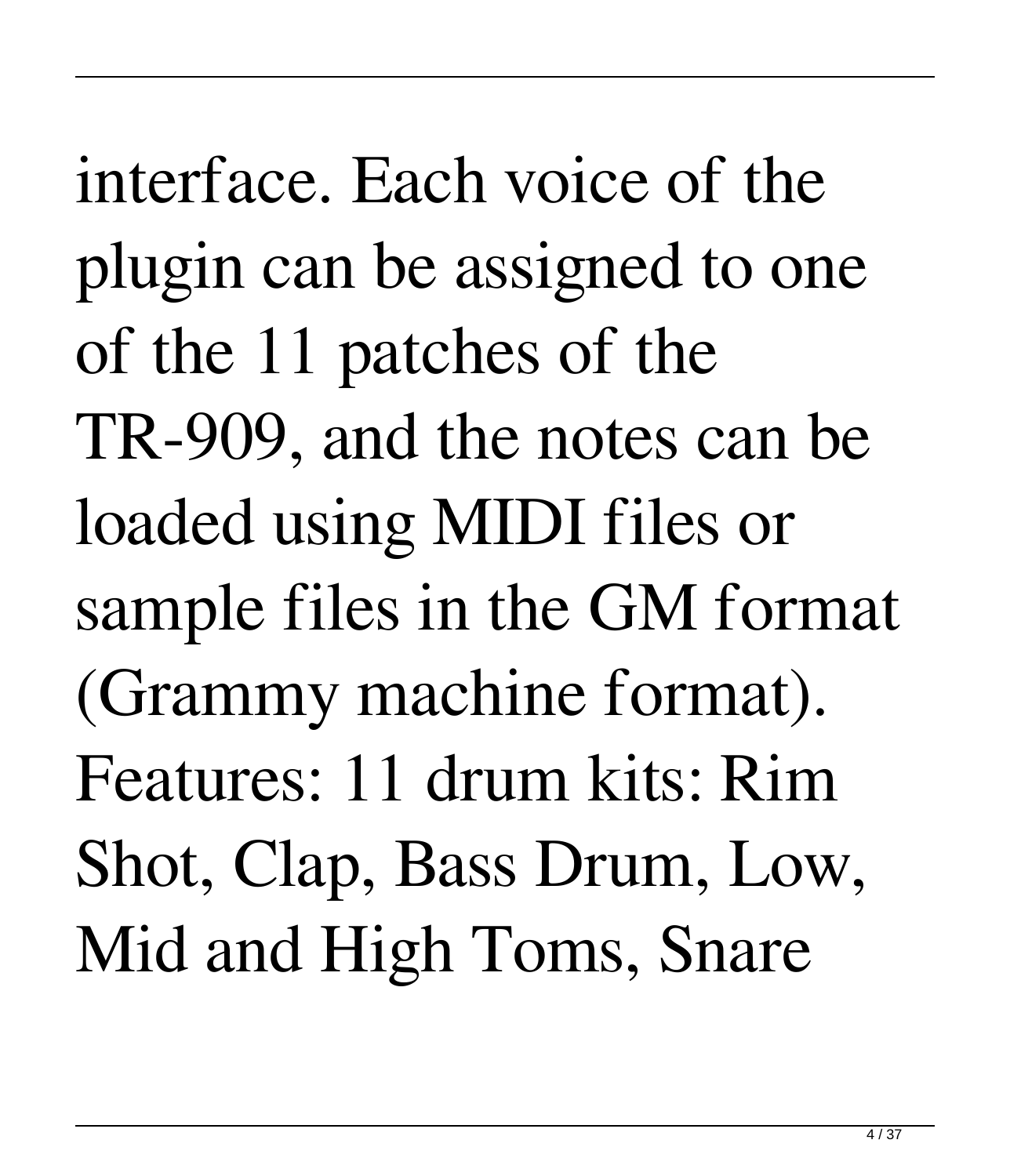interface. Each voice of the plugin can be assigned to one of the 11 patches of the TR-909, and the notes can be loaded using MIDI files or sample files in the GM format (Grammy machine format). Features: 11 drum kits: Rim Shot, Clap, Bass Drum, Low, Mid and High Toms, Snare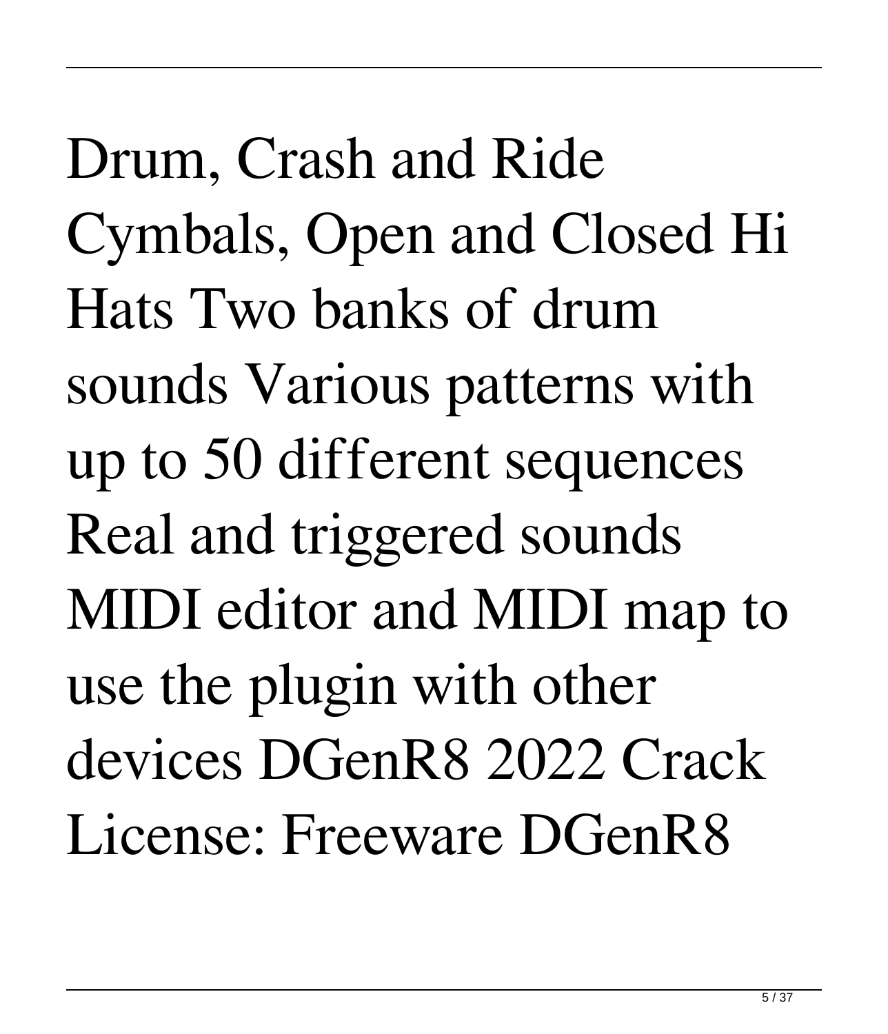Drum, Crash and Ride Cymbals, Open and Closed Hi Hats Two banks of drum sounds Various patterns with up to 50 different sequences Real and triggered sounds MIDI editor and MIDI map to use the plugin with other devices DGenR8 2022 Crack License: Freeware DGenR8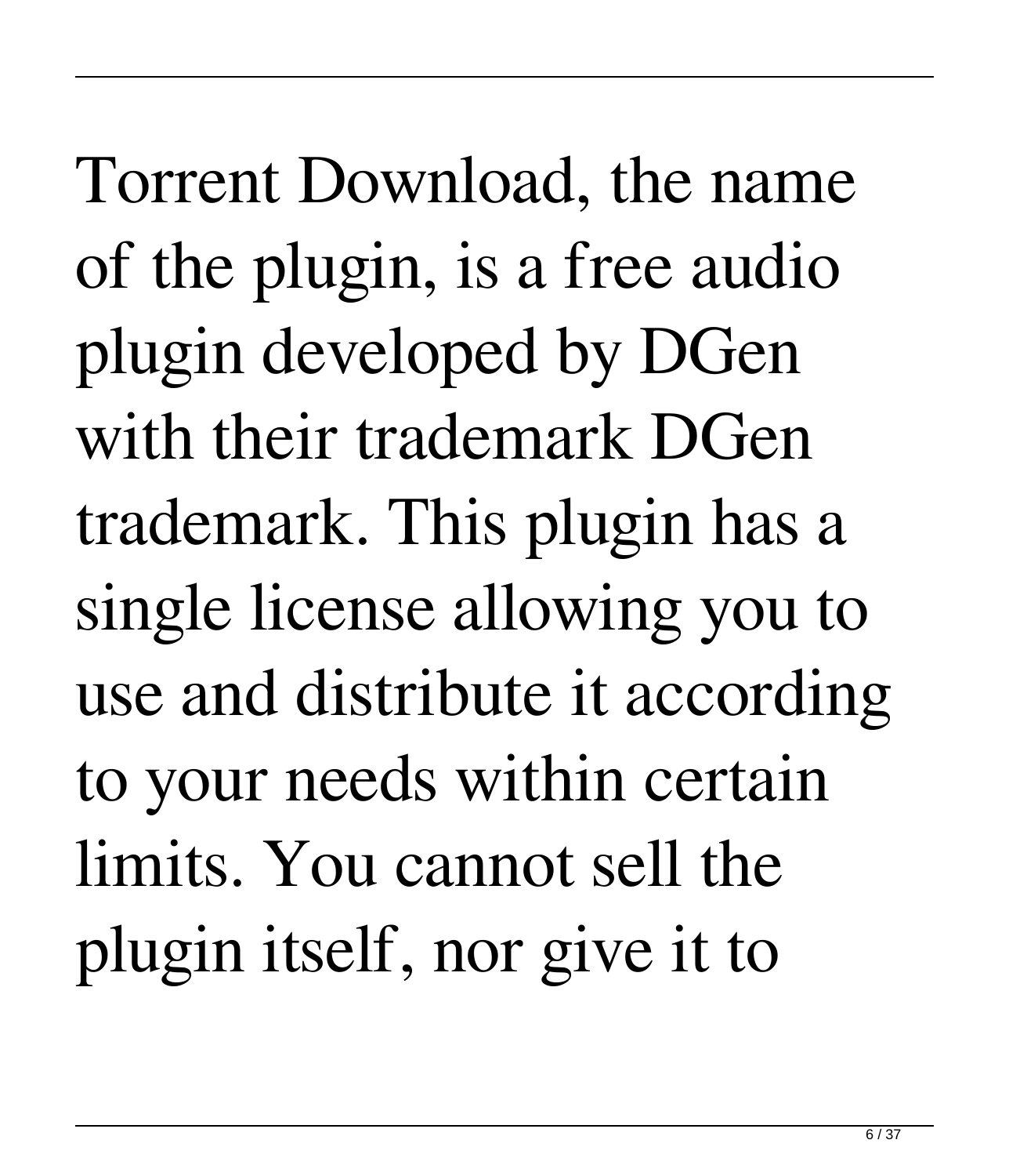Torrent Download, the name of the plugin, is a free audio plugin developed by DGen with their trademark DGen trademark. This plugin has a single license allowing you to use and distribute it according to your needs within certain limits. You cannot sell the plugin itself, nor give it to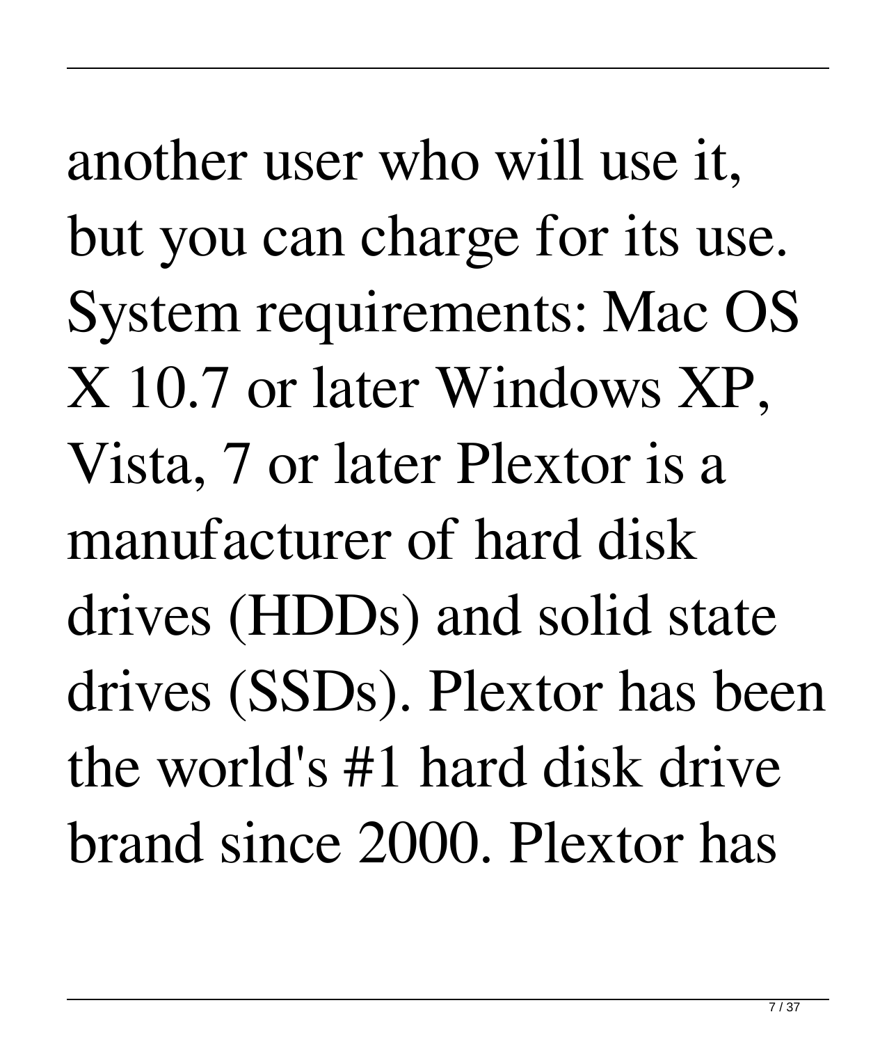another user who will use it, but you can charge for its use. System requirements: Mac OS X 10.7 or later Windows XP, Vista, 7 or later Plextor is a manufacturer of hard disk drives (HDDs) and solid state drives (SSDs). Plextor has been the world's #1 hard disk drive brand since 2000. Plextor has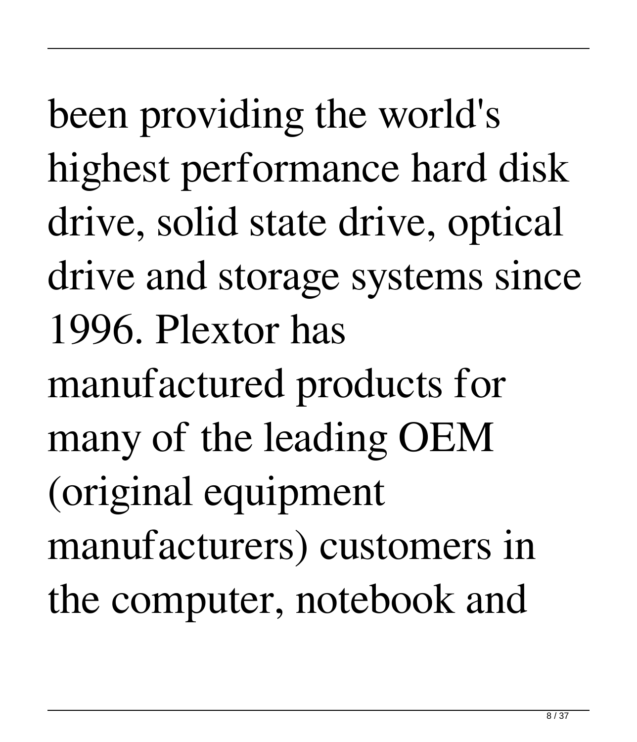been providing the world's highest performance hard disk drive, solid state drive, optical drive and storage systems since 1996. Plextor has manufactured products for many of the leading OEM (original equipment manufacturers) customers in the computer, notebook and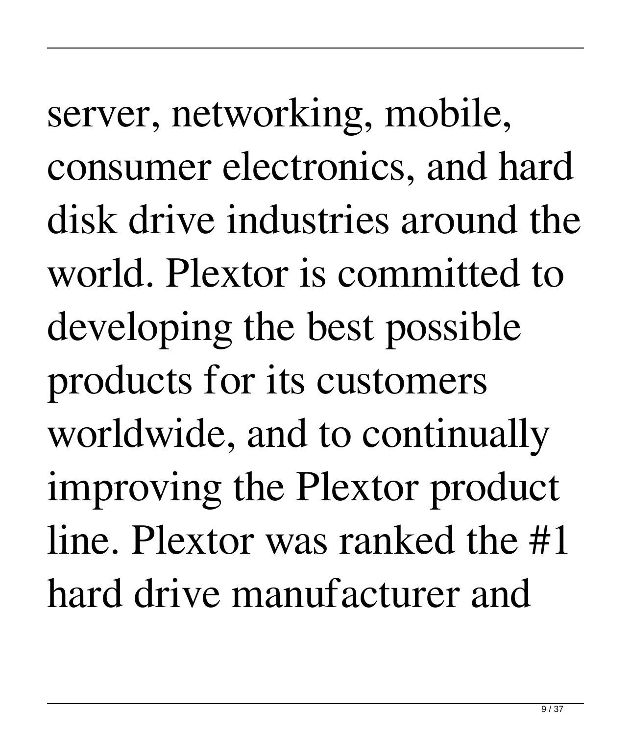server, networking, mobile, consumer electronics, and hard disk drive industries around the world. Plextor is committed to developing the best possible products for its customers worldwide, and to continually improving the Plextor product line. Plextor was ranked the #1 hard drive manufacturer and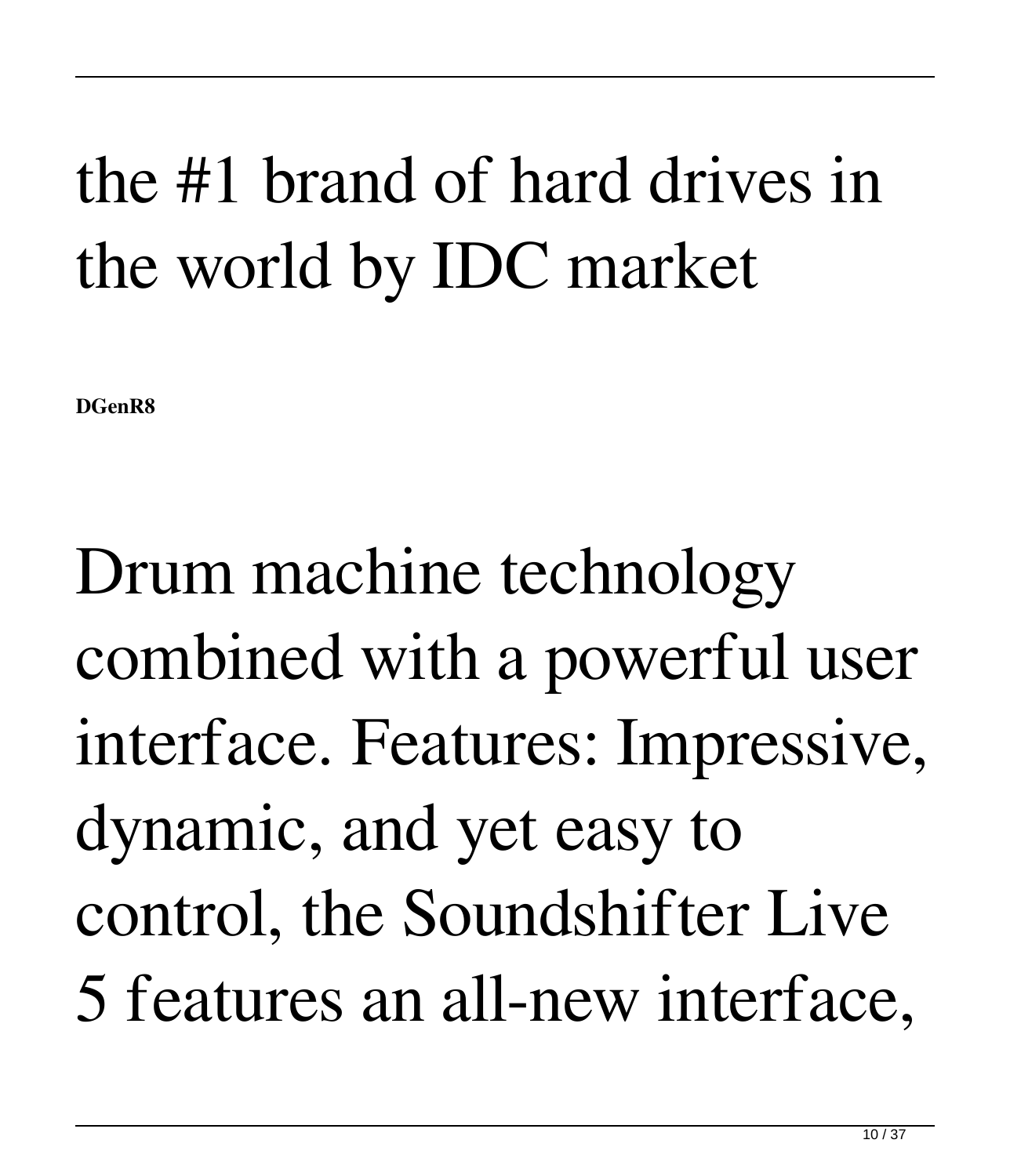# the #1 brand of hard drives in the world by IDC market

**DGenR8**

# Drum machine technology combined with a powerful user interface. Features: Impressive, dynamic, and yet easy to control, the Soundshifter Live 5 features an all-new interface,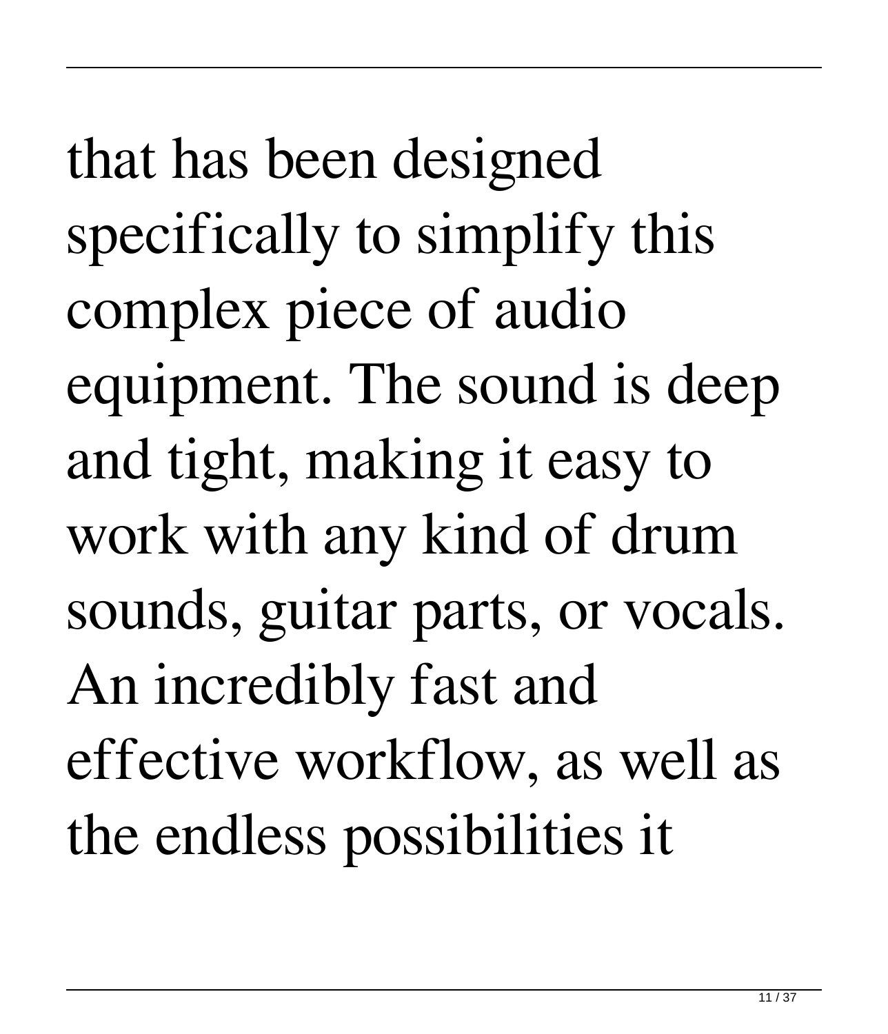that has been designed specifically to simplify this complex piece of audio equipment. The sound is deep and tight, making it easy to work with any kind of drum sounds, guitar parts, or vocals. An incredibly fast and effective workflow, as well as the endless possibilities it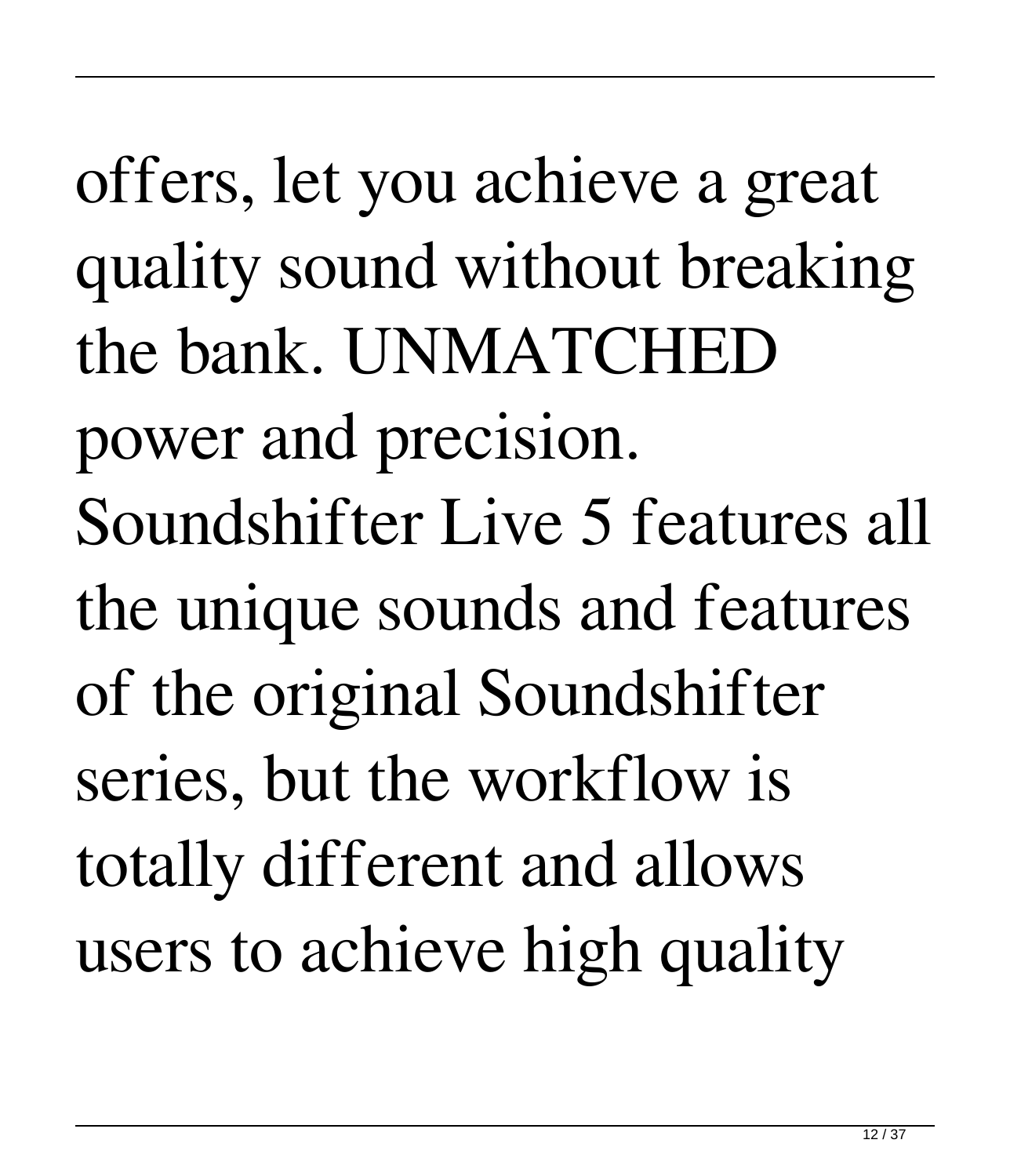offers, let you achieve a great quality sound without breaking the bank. UNMATCHED power and precision. Soundshifter Live 5 features all the unique sounds and features of the original Soundshifter series, but the workflow is totally different and allows users to achieve high quality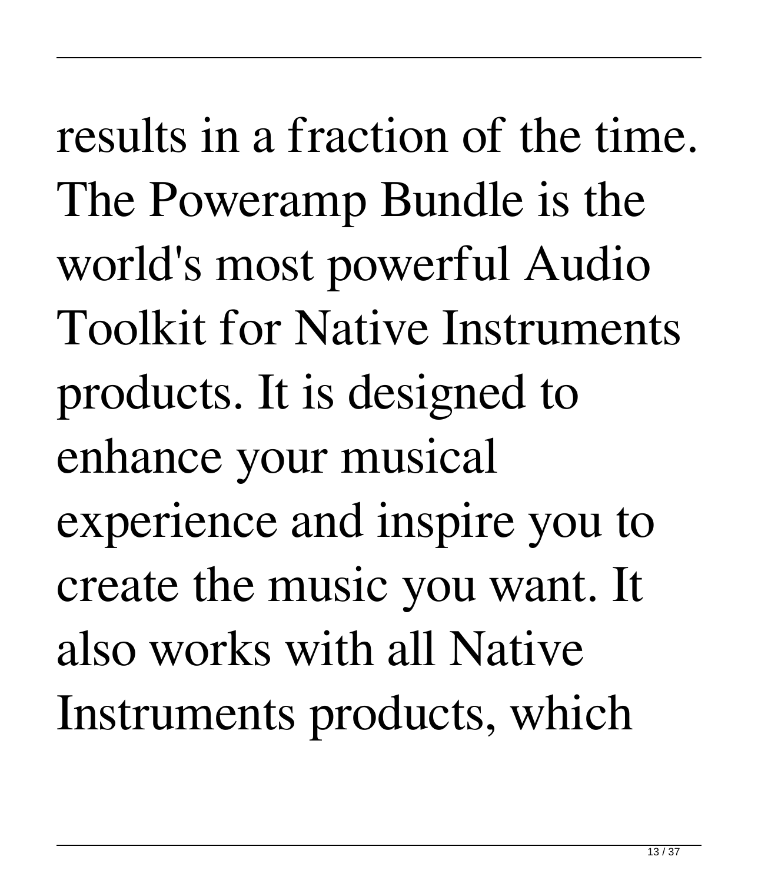results in a fraction of the time. The Poweramp Bundle is the world's most powerful Audio Toolkit for Native Instruments products. It is designed to enhance your musical experience and inspire you to create the music you want. It also works with all Native Instruments products, which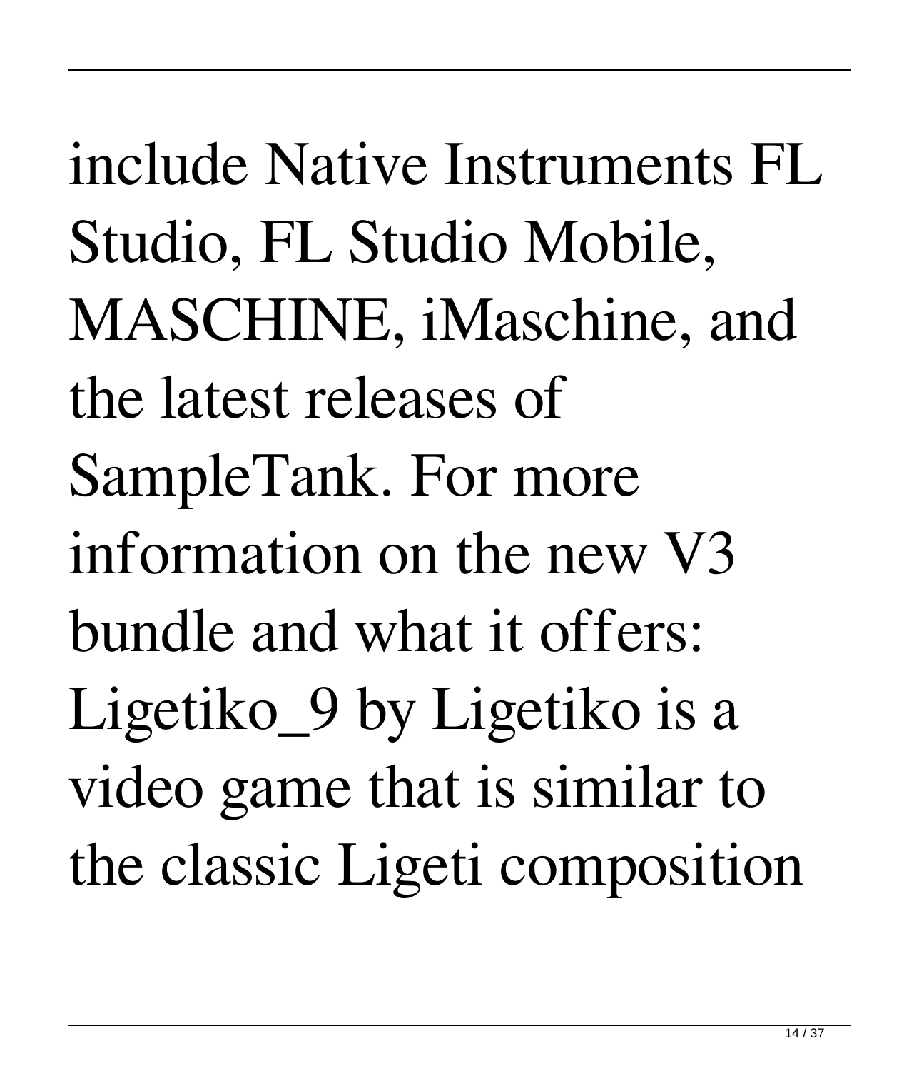include Native Instruments FL Studio, FL Studio Mobile, MASCHINE, iMaschine, and the latest releases of SampleTank. For more information on the new V3 bundle and what it offers: Ligetiko_9 by Ligetiko is a video game that is similar to the classic Ligeti composition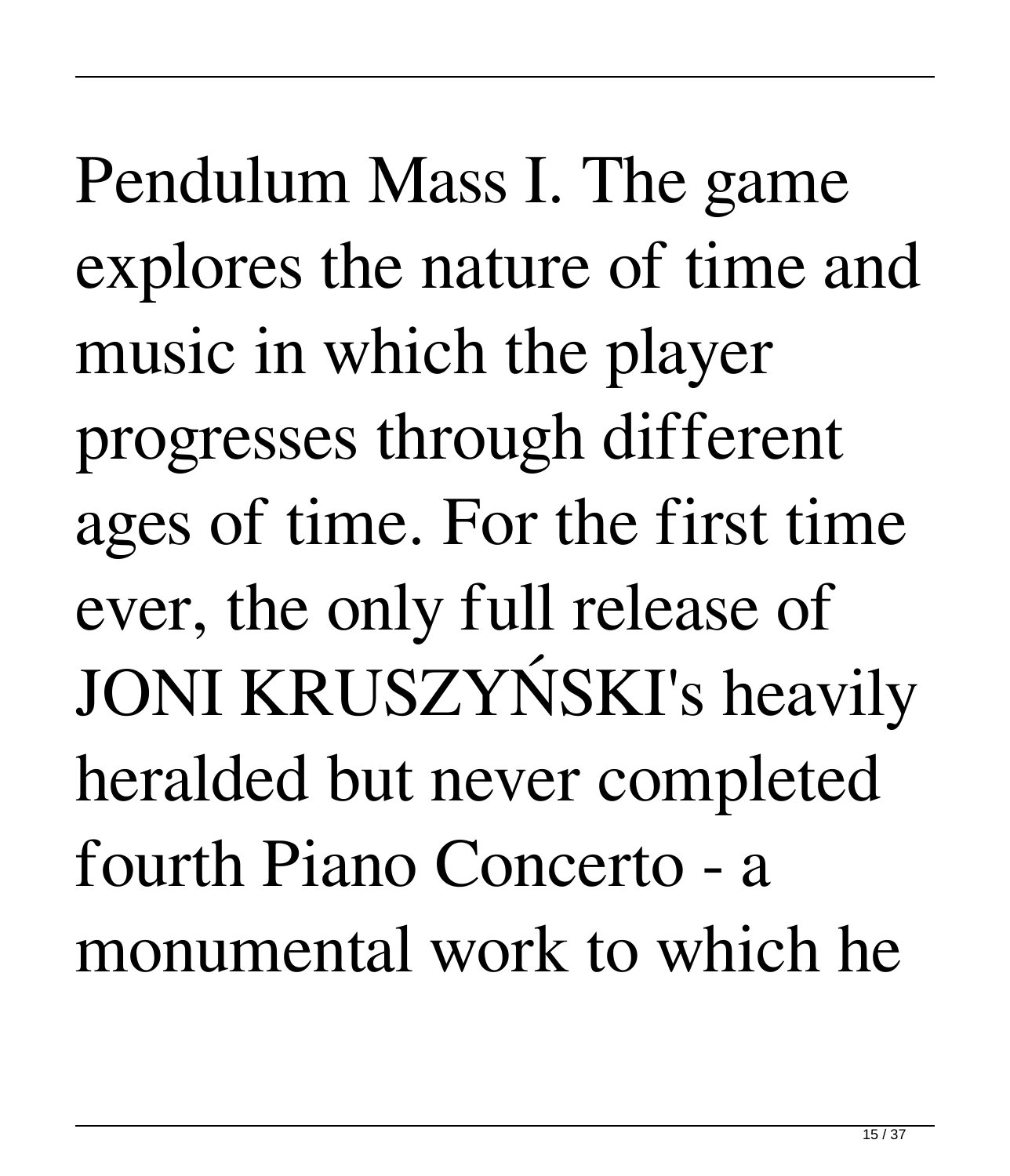Pendulum Mass I. The game explores the nature of time and music in which the player progresses through different ages of time. For the first time ever, the only full release of JONI KRUSZYŃSKI's heavily heralded but never completed fourth Piano Concerto - a monumental work to which he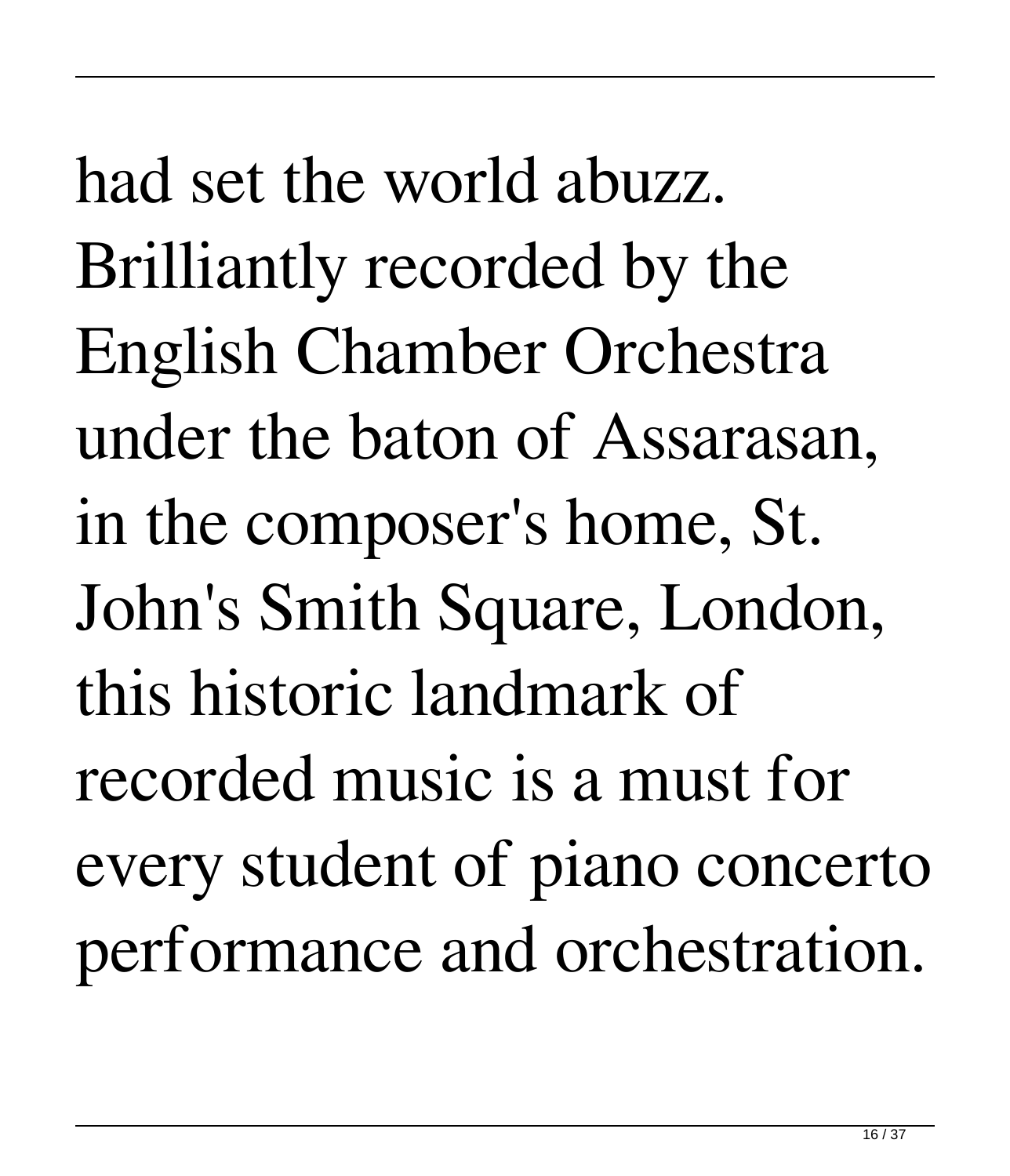had set the world abuzz. Brilliantly recorded by the English Chamber Orchestra under the baton of Assarasan, in the composer's home, St. John's Smith Square, London, this historic landmark of recorded music is a must for every student of piano concerto performance and orchestration.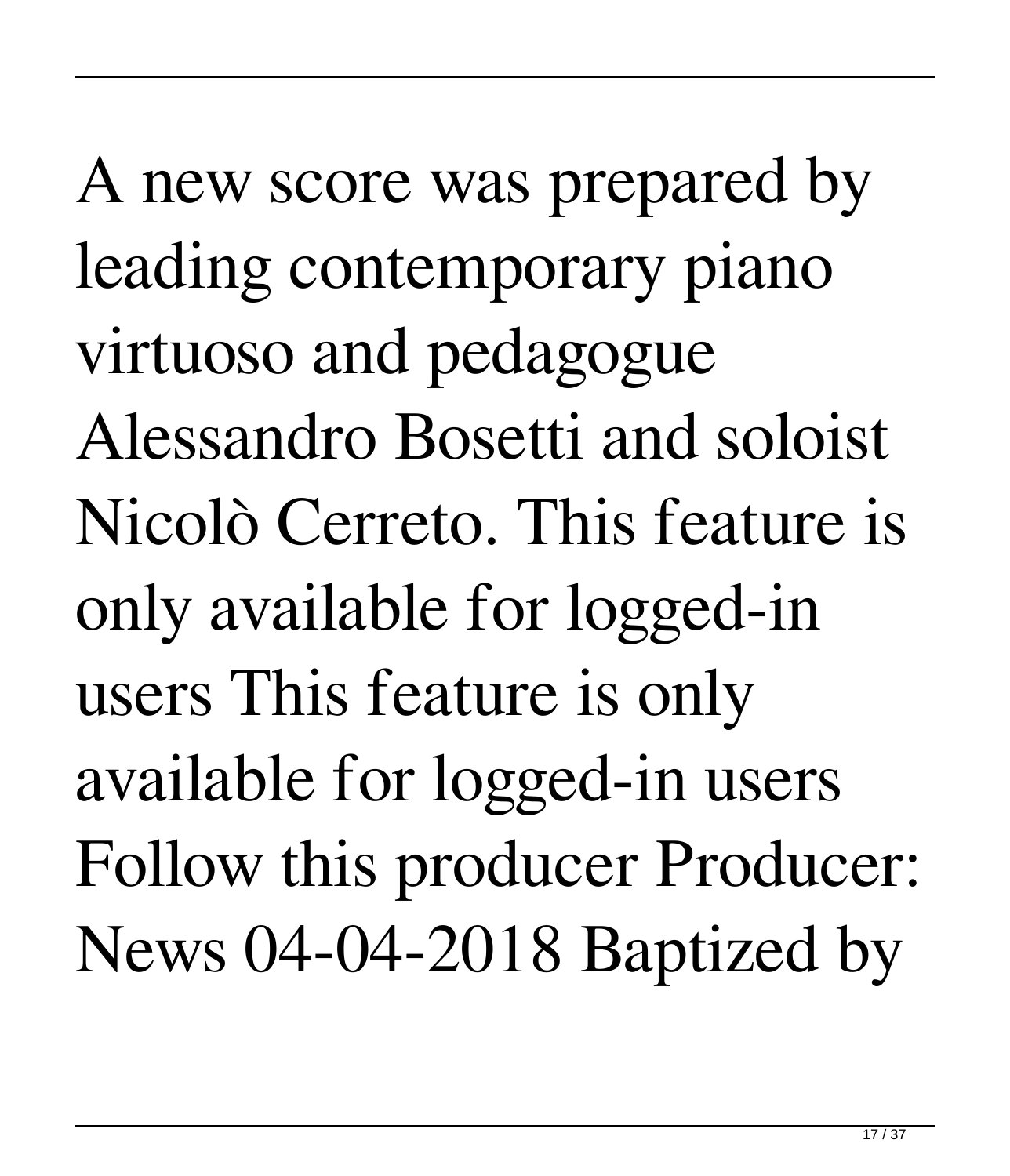A new score was prepared by leading contemporary piano virtuoso and pedagogue Alessandro Bosetti and soloist Nicolò Cerreto. This feature is only available for logged-in users This feature is only available for logged-in users Follow this producer Producer: News 04-04-2018 Baptized by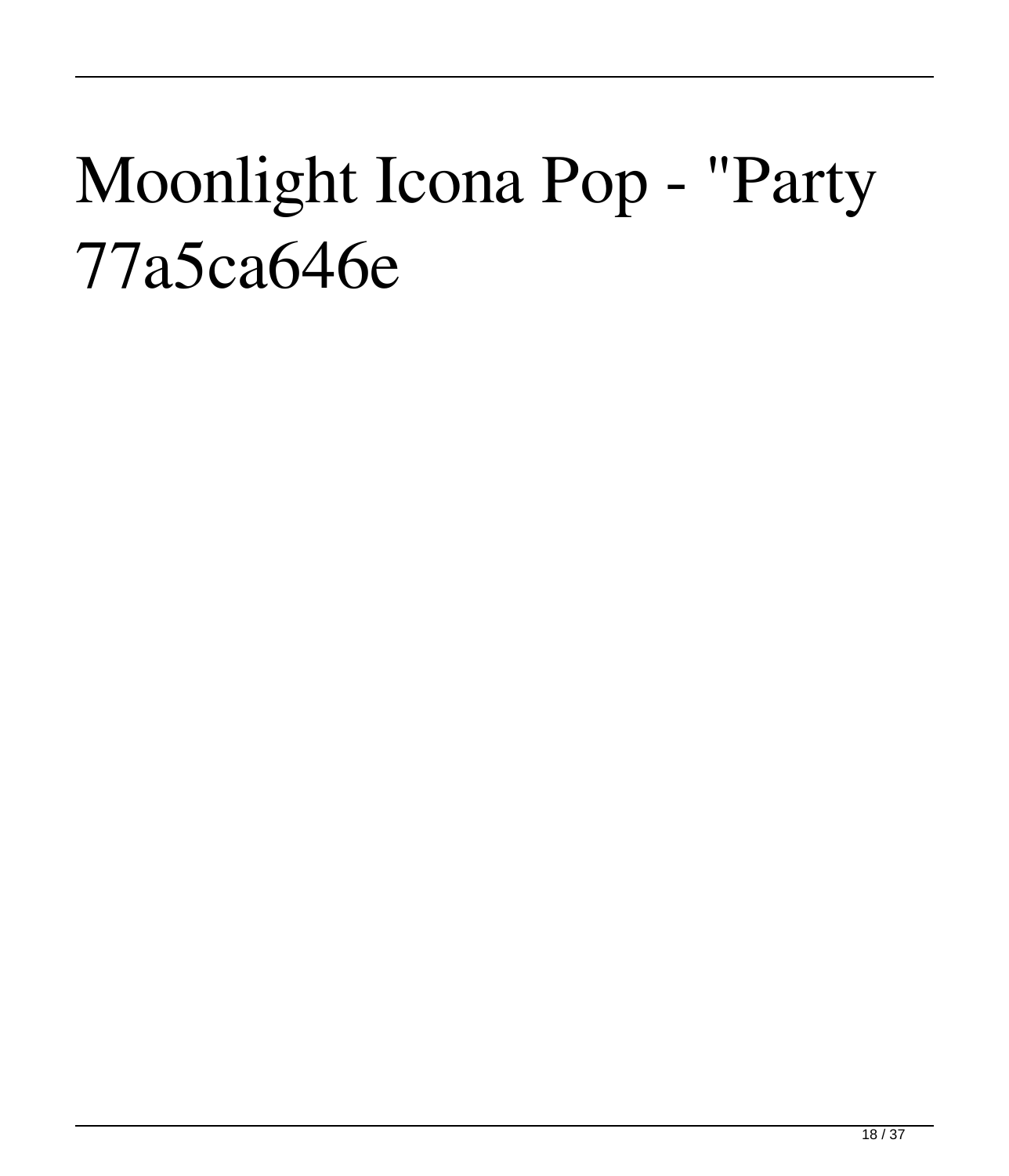# Moonlight Icona Pop - "Party 77a5ca646e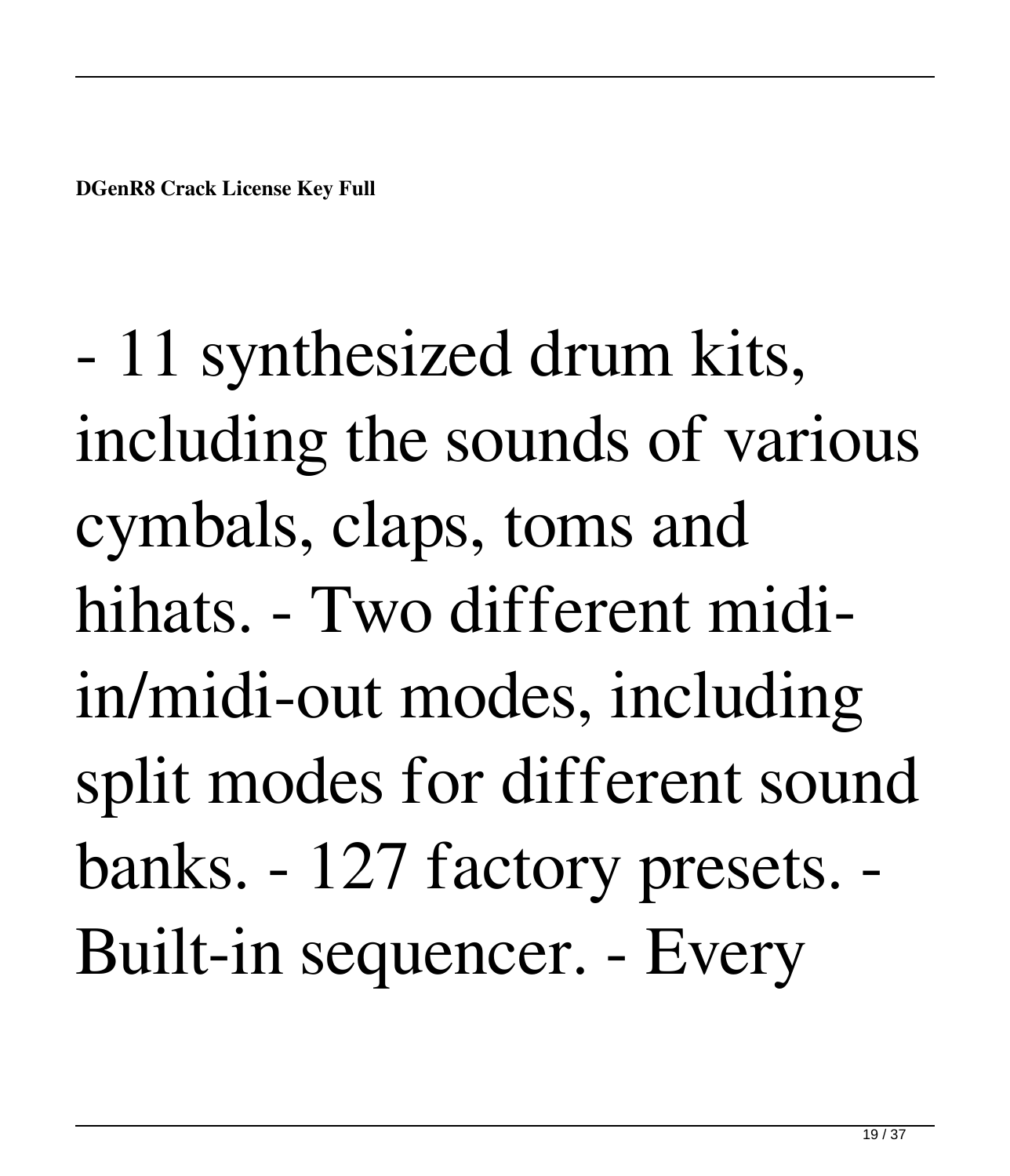- 11 synthesized drum kits, including the sounds of various cymbals, claps, toms and hihats. - Two different midi-in/midi-out modes, including split modes for different sound banks. - 127 factory presets. - Built-in sequencer. - Every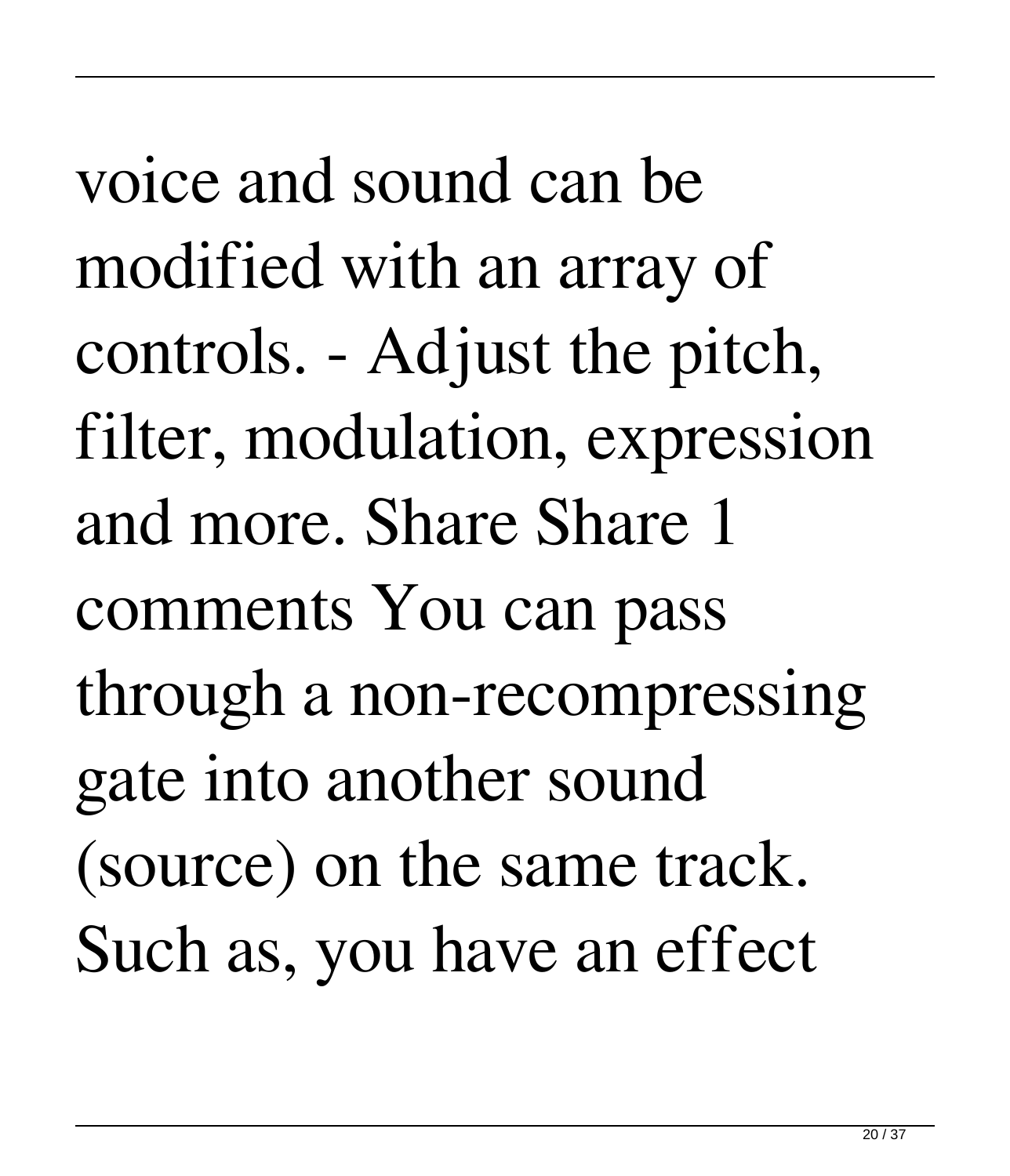voice and sound can be modified with an array of controls. - Adjust the pitch, filter, modulation, expression and more. Share Share 1 comments You can pass through a non-recompressing gate into another sound (source) on the same track. Such as, you have an effect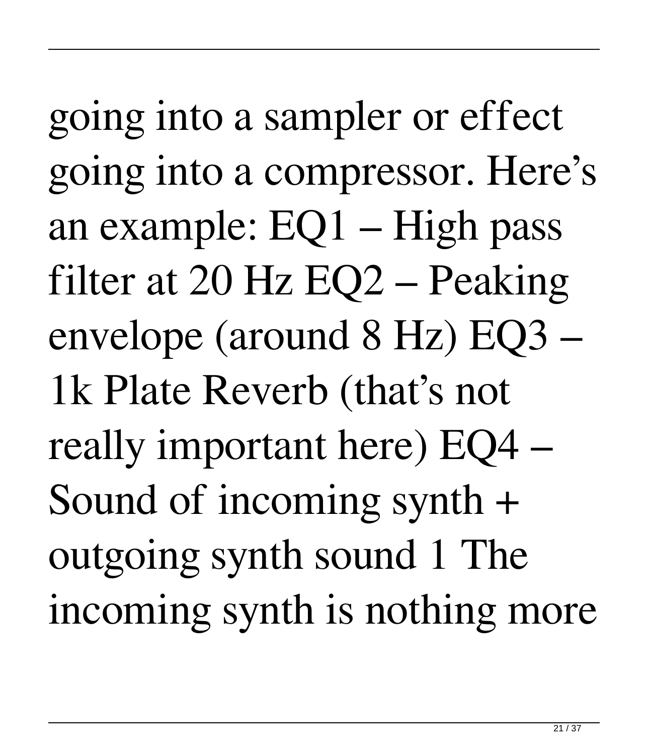going into a sampler or effect going into a compressor. Here's an example: EQ1 – High pass filter at 20 Hz EQ2 – Peaking envelope (around 8 Hz) EQ3 – 1k Plate Reverb (that's not really important here) EQ4 – Sound of incoming synth + outgoing synth sound 1 The incoming synth is nothing more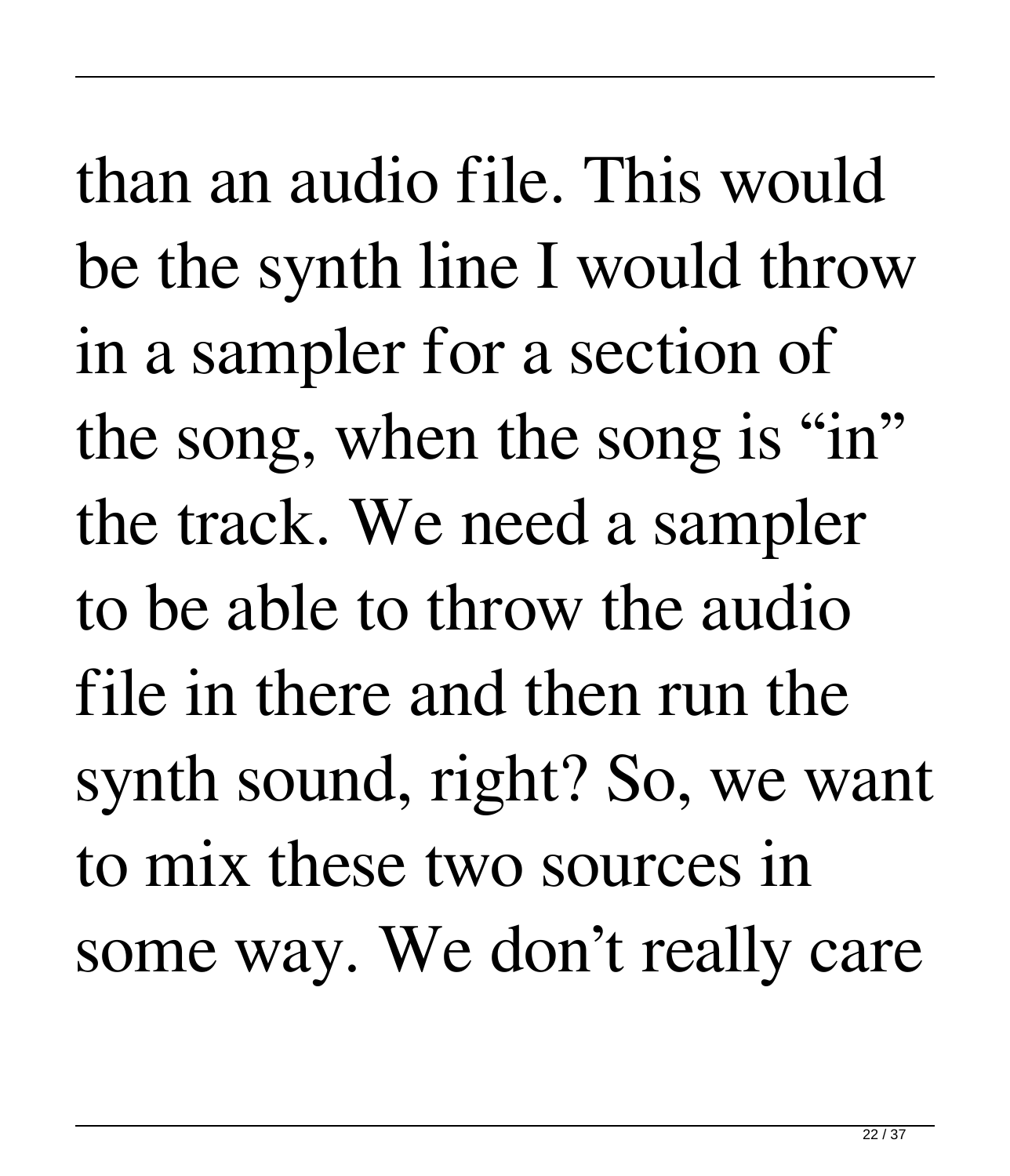than an audio file. This would be the synth line I would throw in a sampler for a section of the song, when the song is “in” the track. We need a sampler to be able to throw the audio file in there and then run the synth sound, right? So, we want to mix these two sources in some way. We don’t really care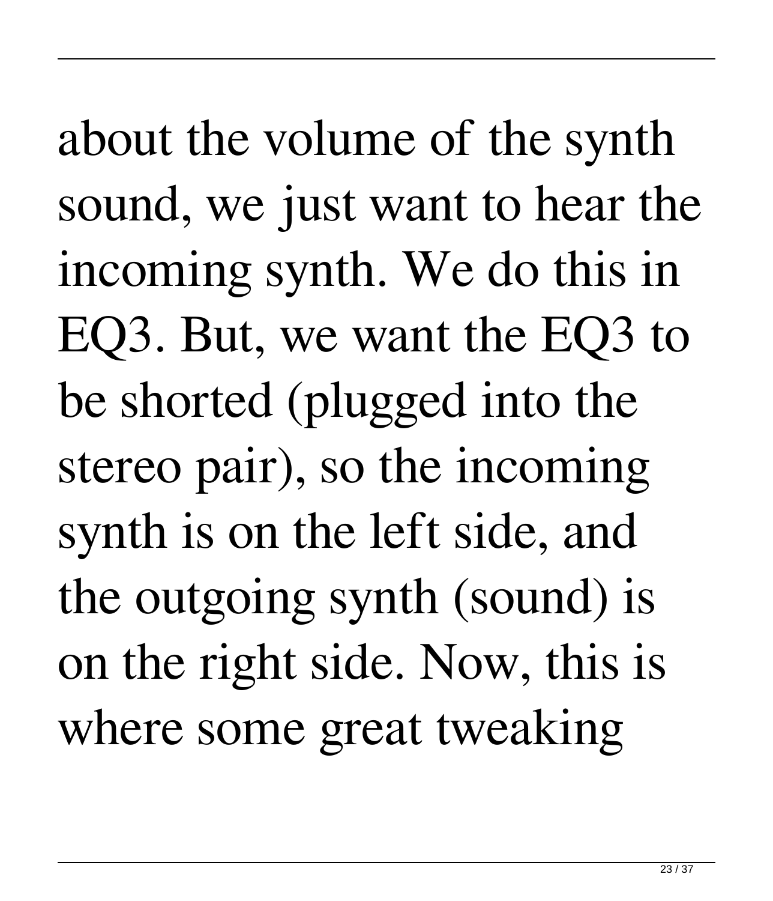about the volume of the synth sound, we just want to hear the incoming synth. We do this in EQ3. But, we want the EQ3 to be shorted (plugged into the stereo pair), so the incoming synth is on the left side, and the outgoing synth (sound) is on the right side. Now, this is where some great tweaking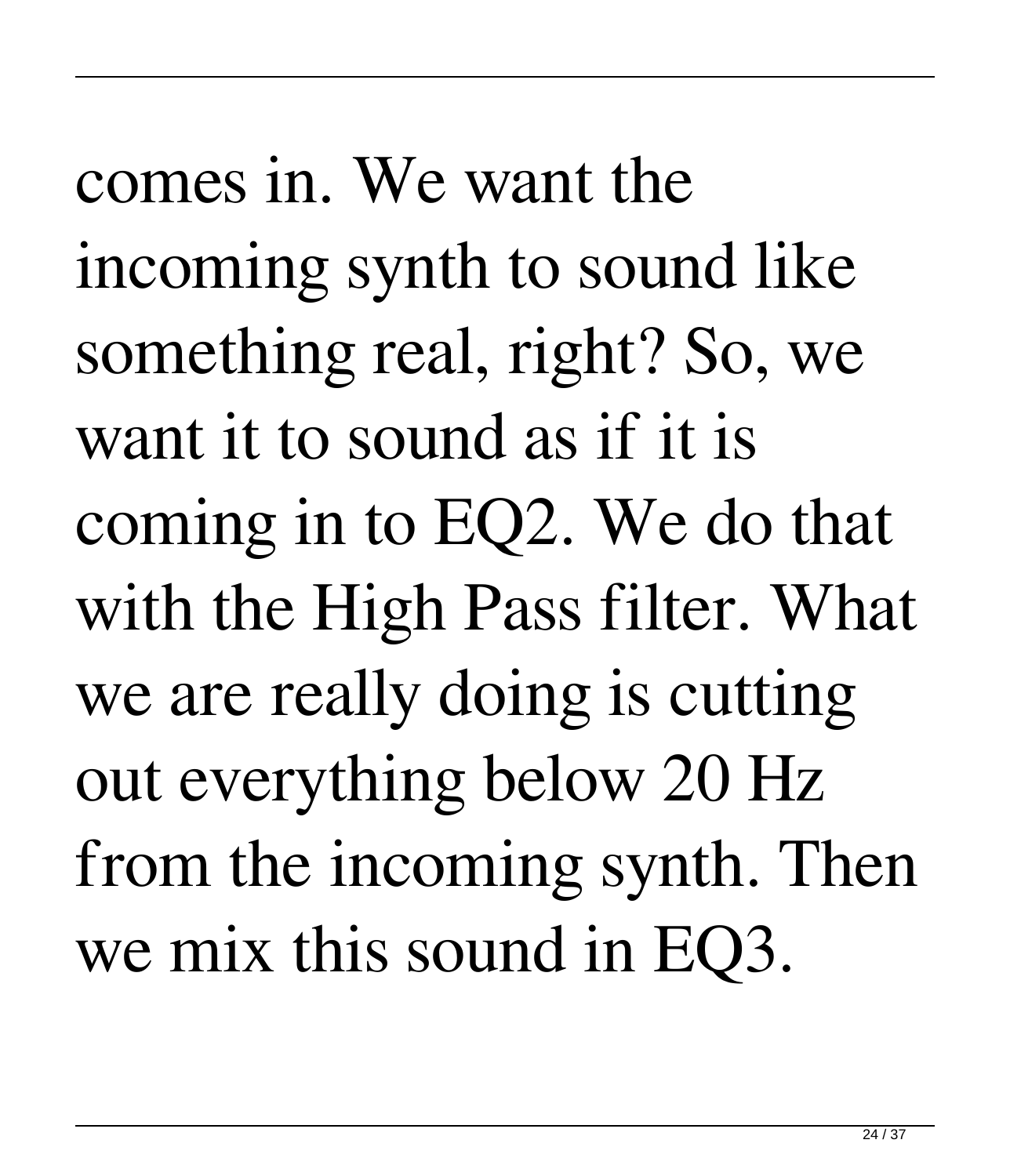comes in. We want the incoming synth to sound like something real, right? So, we want it to sound as if it is coming in to EQ2. We do that with the High Pass filter. What we are really doing is cutting out everything below 20 Hz from the incoming synth. Then we mix this sound in EQ3.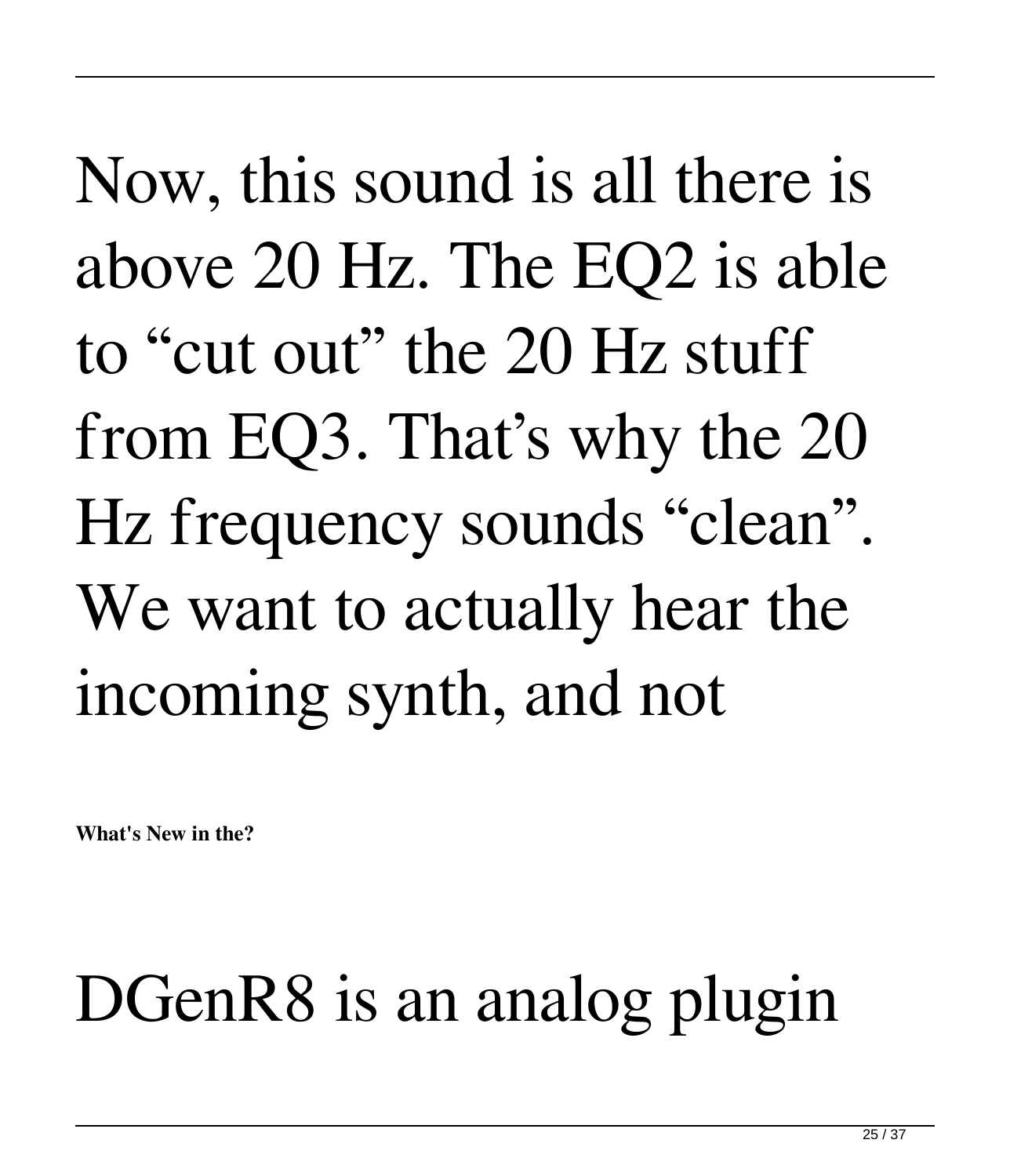Now, this sound is all there is above 20 Hz. The EQ2 is able to “cut out” the 20 Hz stuff from EQ3. That’s why the 20 Hz frequency sounds “clean”. We want to actually hear the incoming synth, and not

**What's New in the?**

DGenR8 is an analog plugin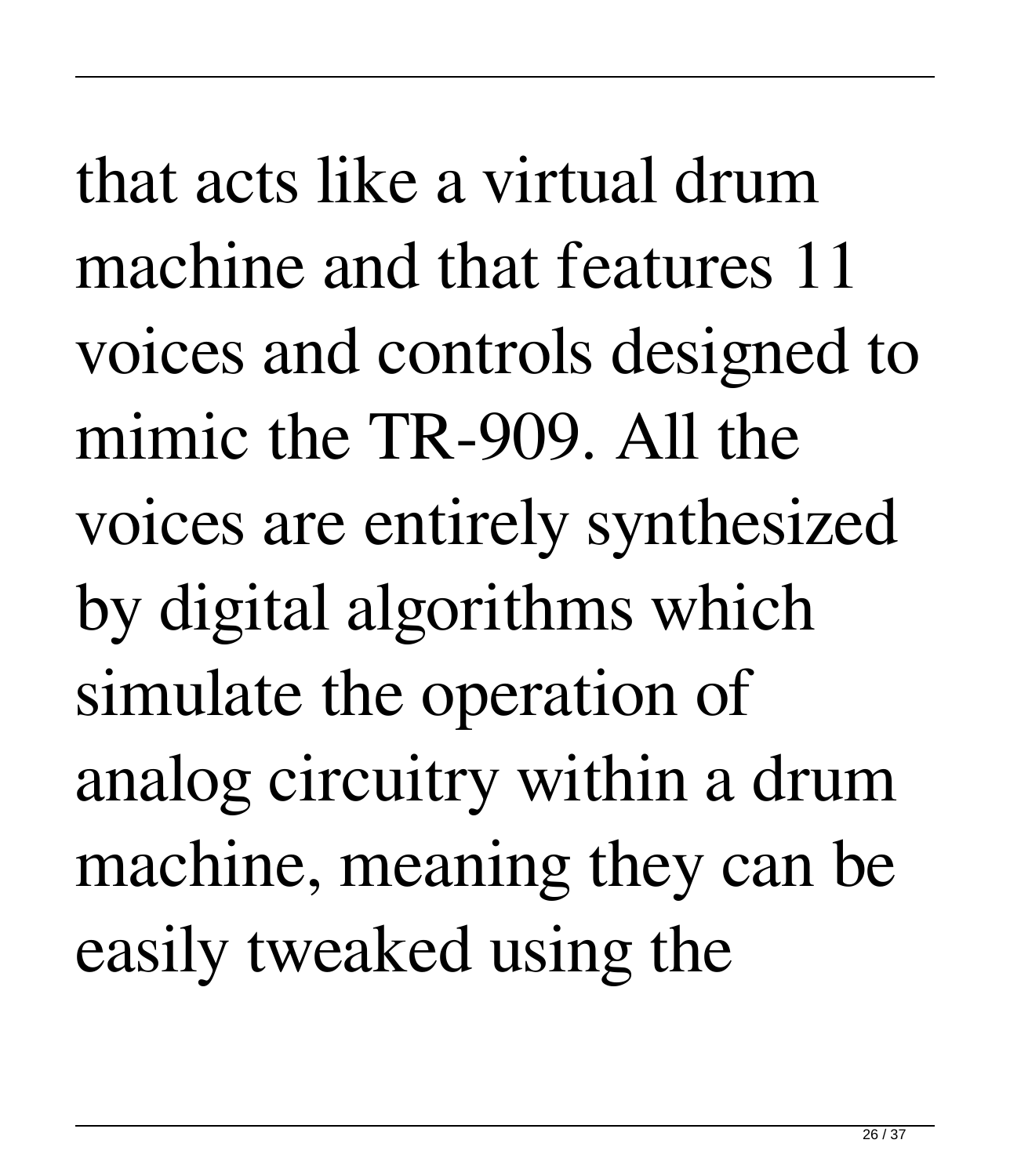that acts like a virtual drum machine and that features 11 voices and controls designed to mimic the TR-909. All the voices are entirely synthesized by digital algorithms which simulate the operation of analog circuitry within a drum machine, meaning they can be easily tweaked using the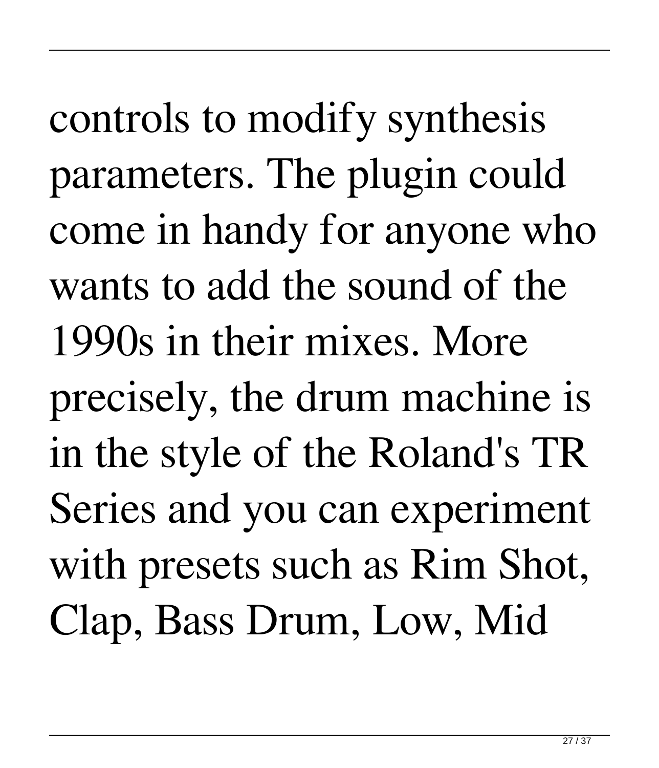controls to modify synthesis parameters. The plugin could come in handy for anyone who wants to add the sound of the 1990s in their mixes. More precisely, the drum machine is in the style of the Roland's TR Series and you can experiment with presets such as Rim Shot, Clap, Bass Drum, Low, Mid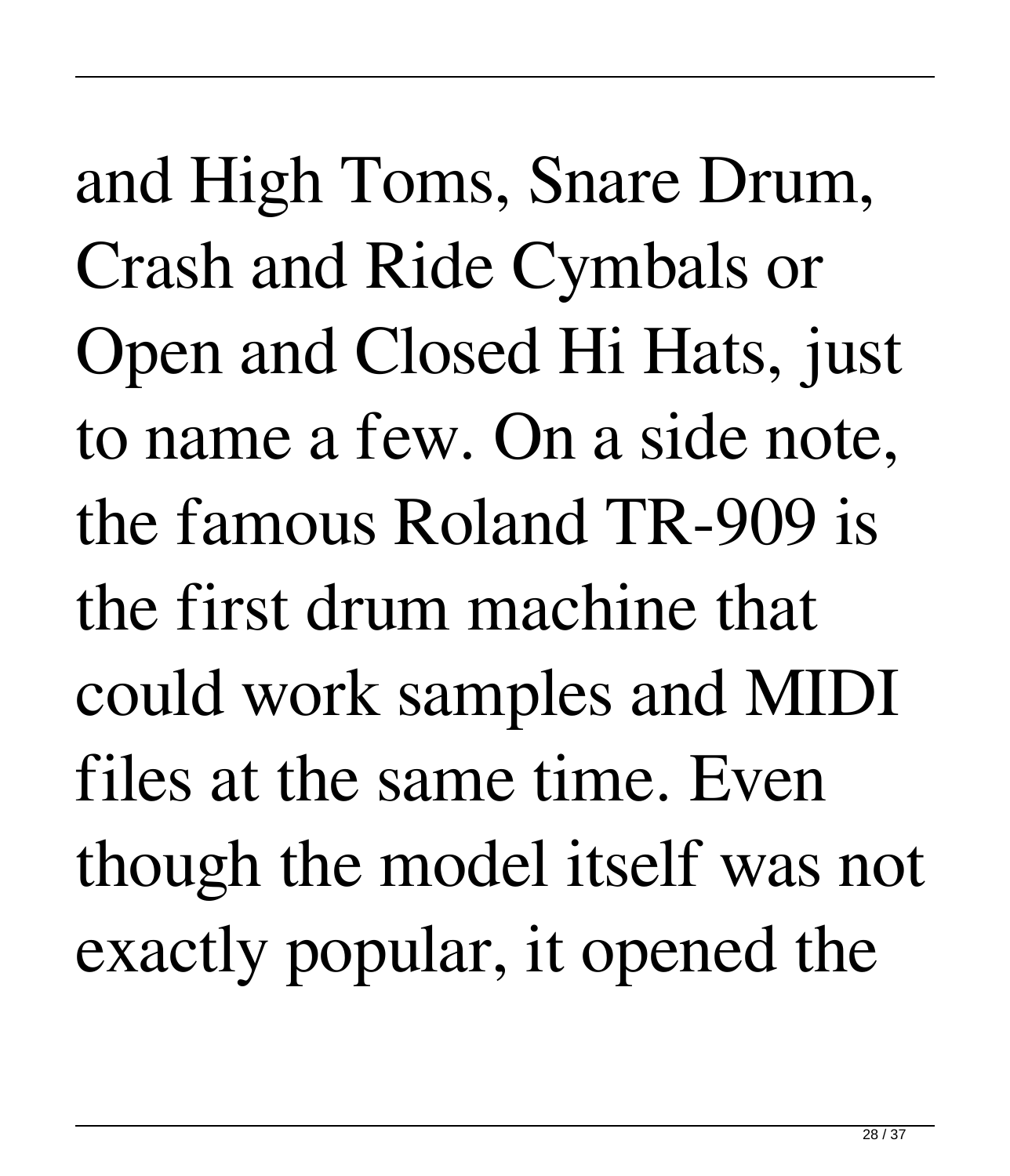and High Toms, Snare Drum, Crash and Ride Cymbals or Open and Closed Hi Hats, just to name a few. On a side note, the famous Roland TR-909 is the first drum machine that could work samples and MIDI files at the same time. Even though the model itself was not exactly popular, it opened the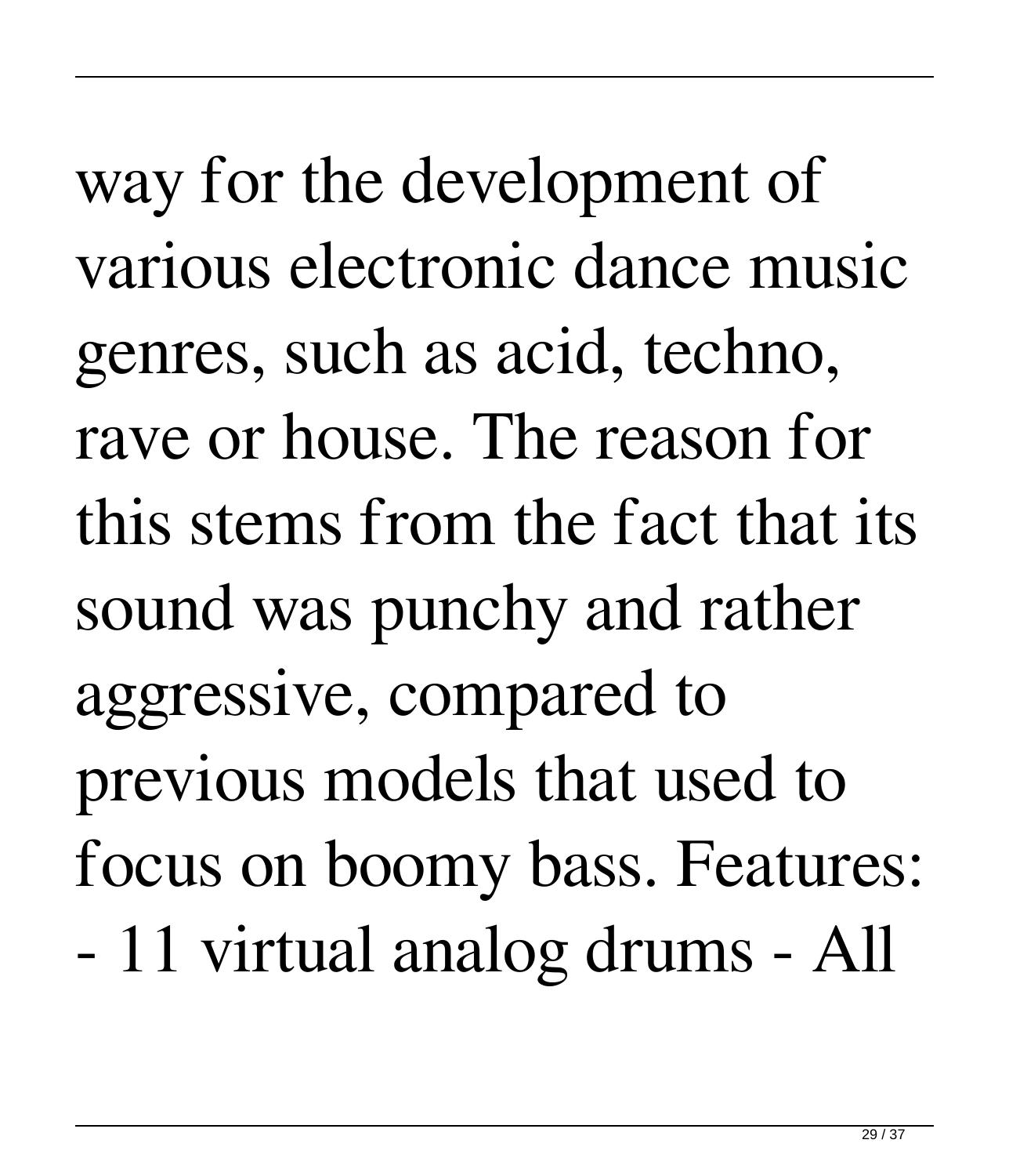way for the development of various electronic dance music genres, such as acid, techno, rave or house. The reason for this stems from the fact that its sound was punchy and rather aggressive, compared to previous models that used to focus on boomy bass. Features: - 11 virtual analog drums - All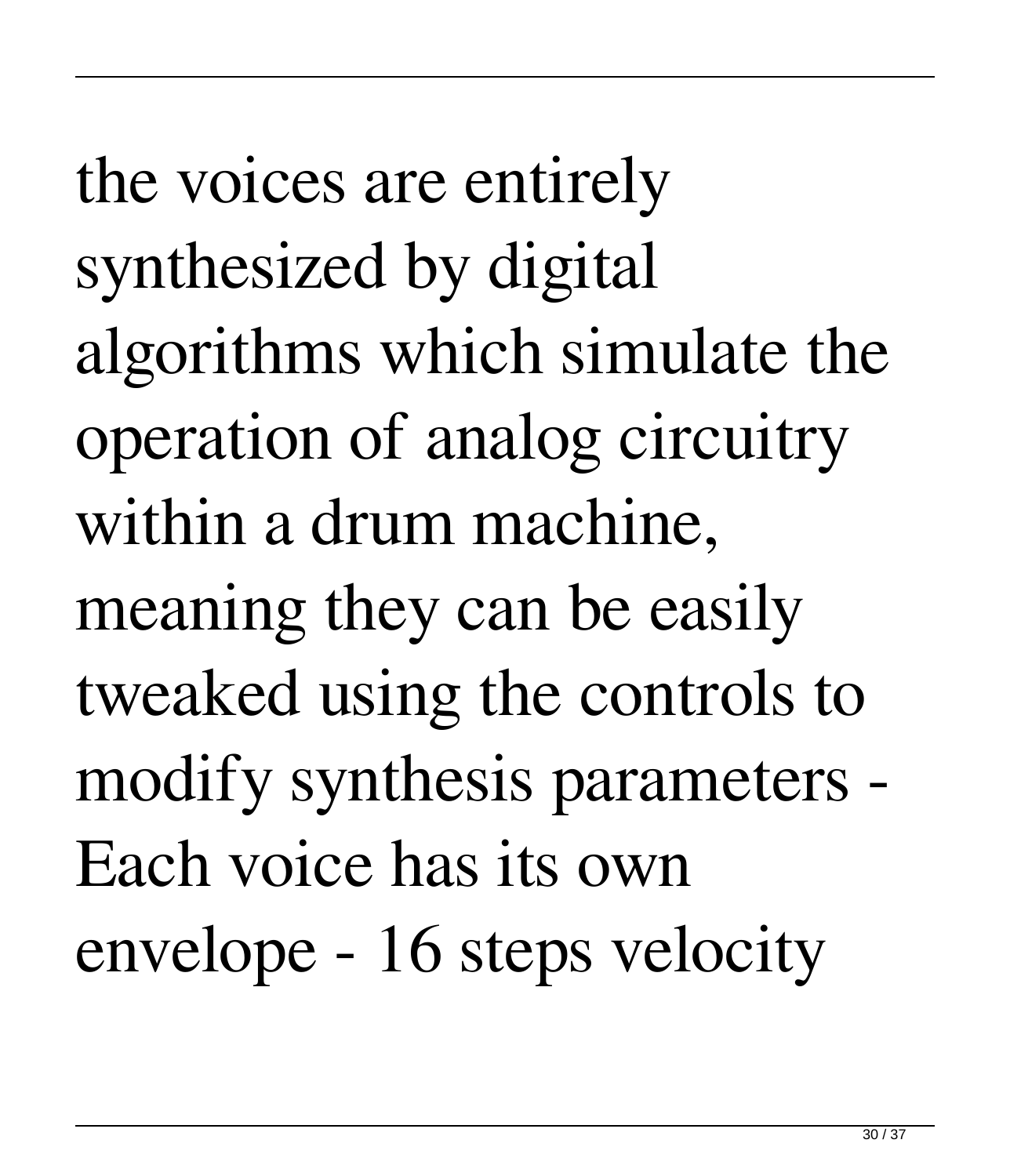the voices are entirely synthesized by digital algorithms which simulate the operation of analog circuitry within a drum machine, meaning they can be easily tweaked using the controls to modify synthesis parameters - Each voice has its own envelope - 16 steps velocity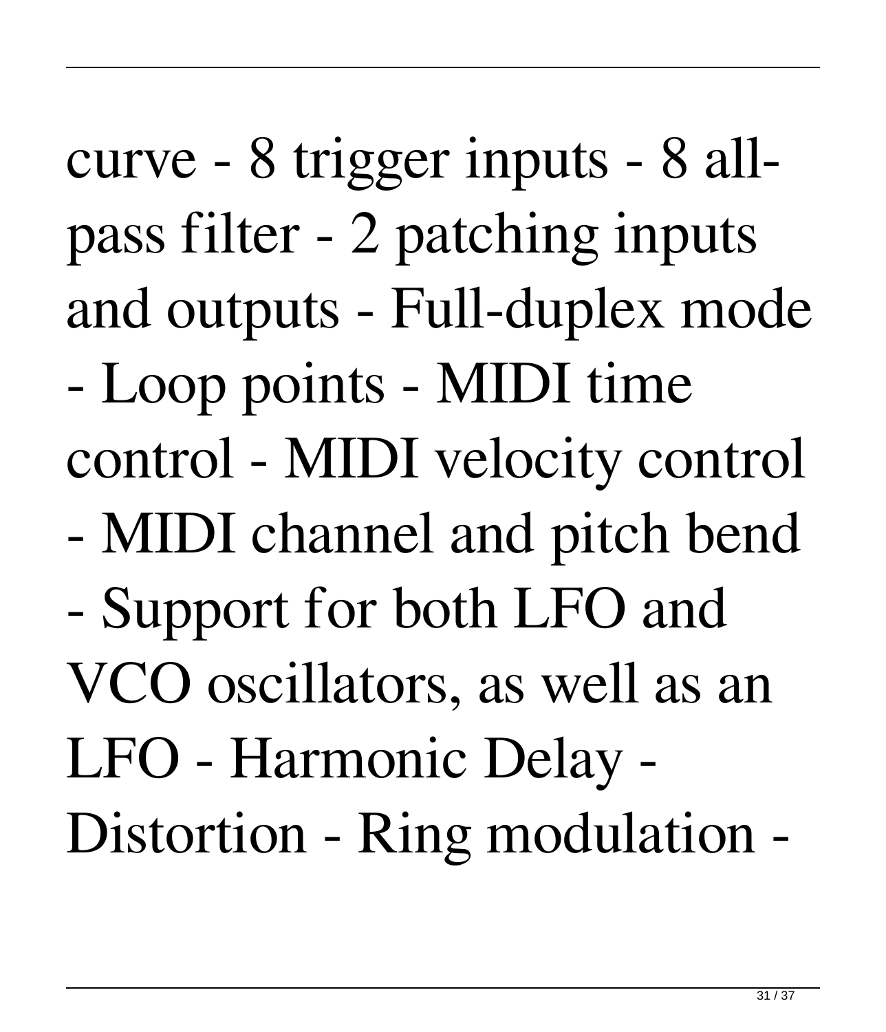curve - 8 trigger inputs - 8 all-pass filter - 2 patching inputs and outputs - Full-duplex mode - Loop points - MIDI time control - MIDI velocity control - MIDI channel and pitch bend - Support for both LFO and VCO oscillators, as well as an LFO - Harmonic Delay - Distortion - Ring modulation -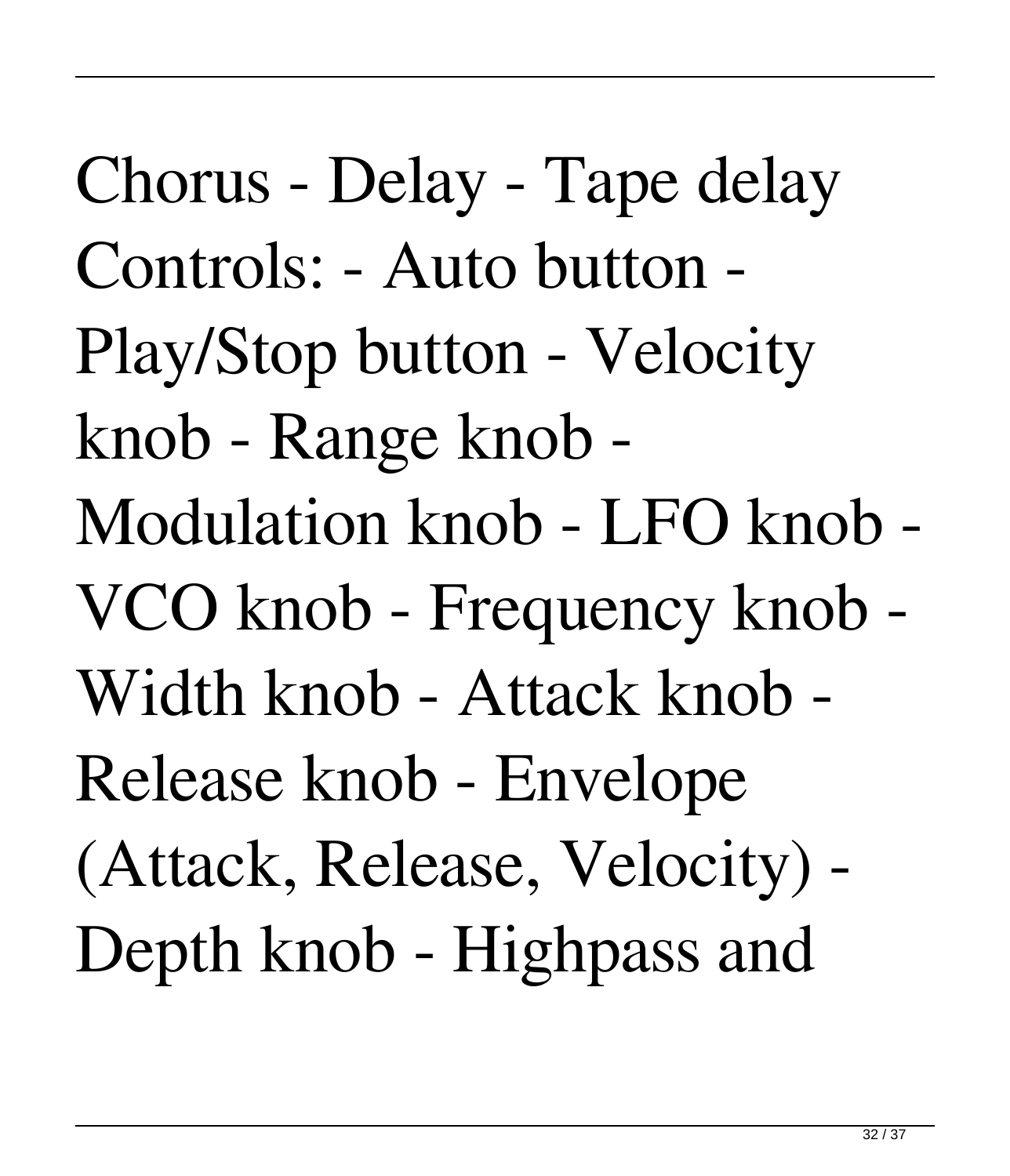Chorus - Delay - Tape delay Controls: - Auto button - Play/Stop button - Velocity knob - Range knob - Modulation knob - LFO knob - VCO knob - Frequency knob - Width knob - Attack knob - Release knob - Envelope (Attack, Release, Velocity) - Depth knob - Highpass and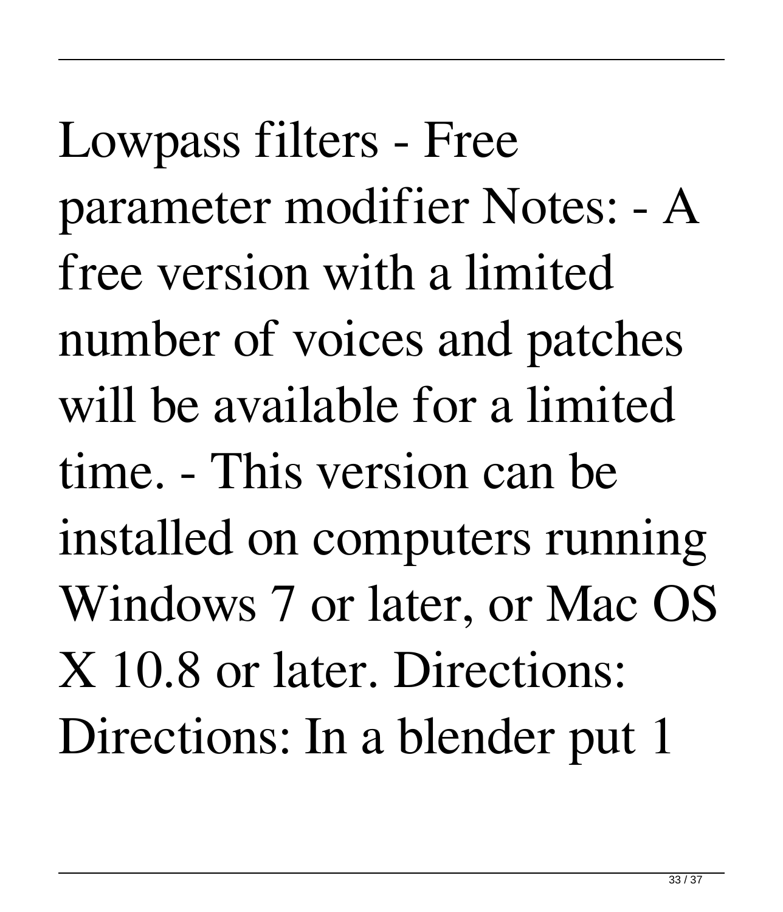Lowpass filters - Free parameter modifier Notes: - A free version with a limited number of voices and patches will be available for a limited time. - This version can be installed on computers running Windows 7 or later, or Mac OS X 10.8 or later. Directions: Directions: In a blender put 1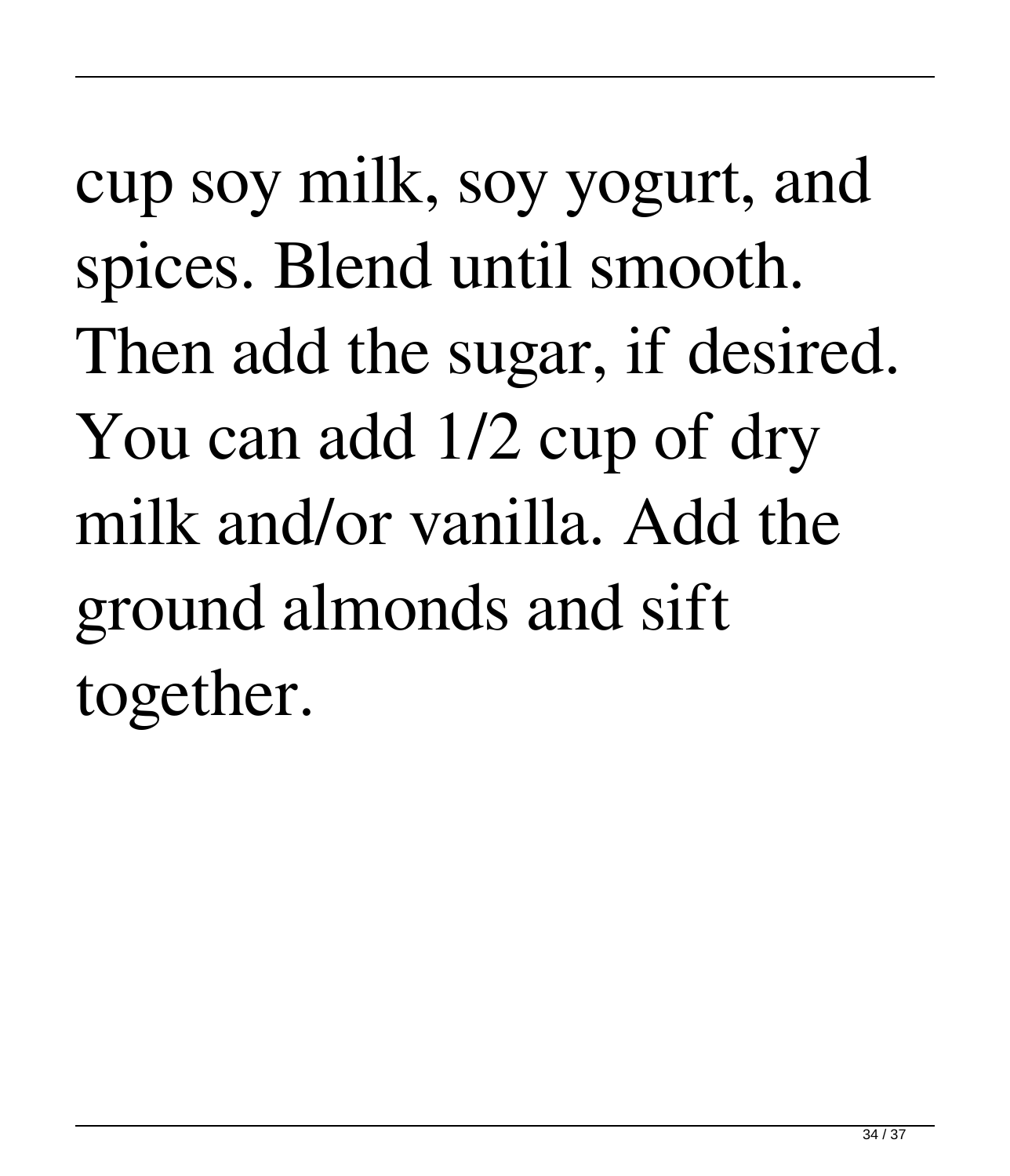cup soy milk, soy yogurt, and spices. Blend until smooth. Then add the sugar, if desired. You can add 1/2 cup of dry milk and/or vanilla. Add the ground almonds and sift together.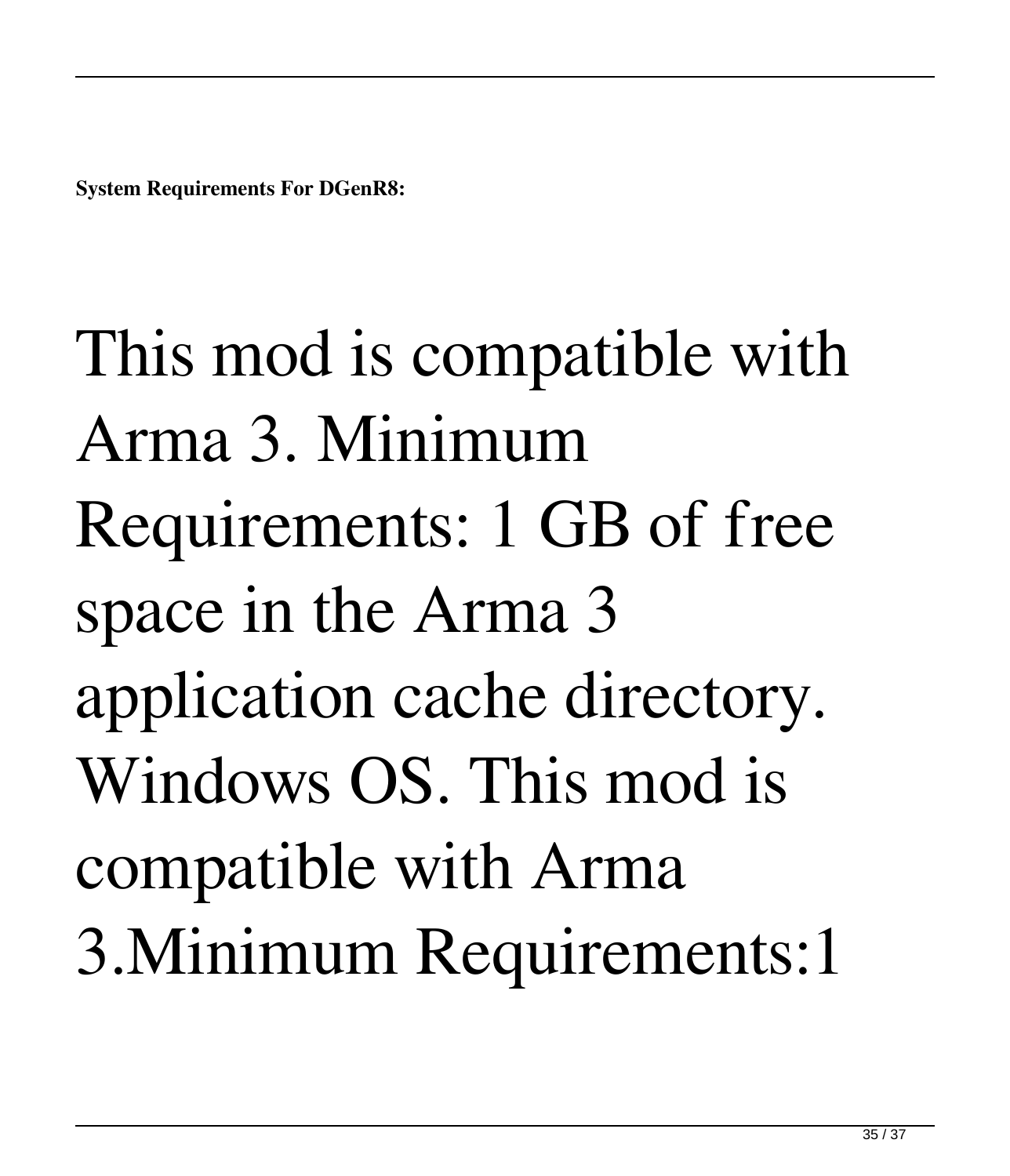**System Requirements For DGenR8:**

This mod is compatible with Arma 3. Minimum Requirements: 1 GB of free space in the Arma 3 application cache directory. Windows OS. This mod is compatible with Arma 3.Minimum Requirements:1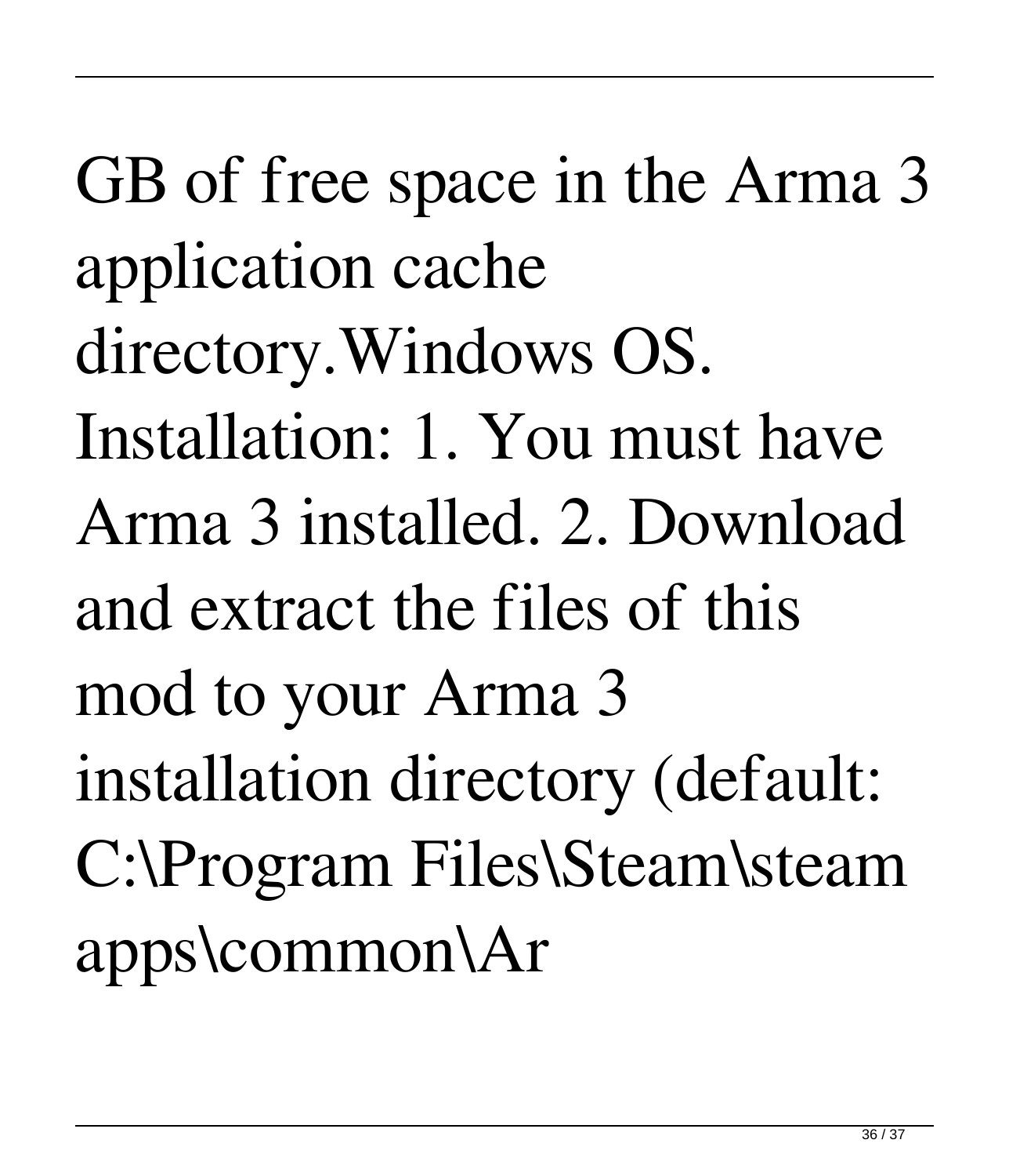GB of free space in the Arma 3 application cache directory.Windows OS. Installation: 1. You must have Arma 3 installed. 2. Download and extract the files of this mod to your Arma 3 installation directory (default: C:\Program Files\Steam\steamapps\common\Ar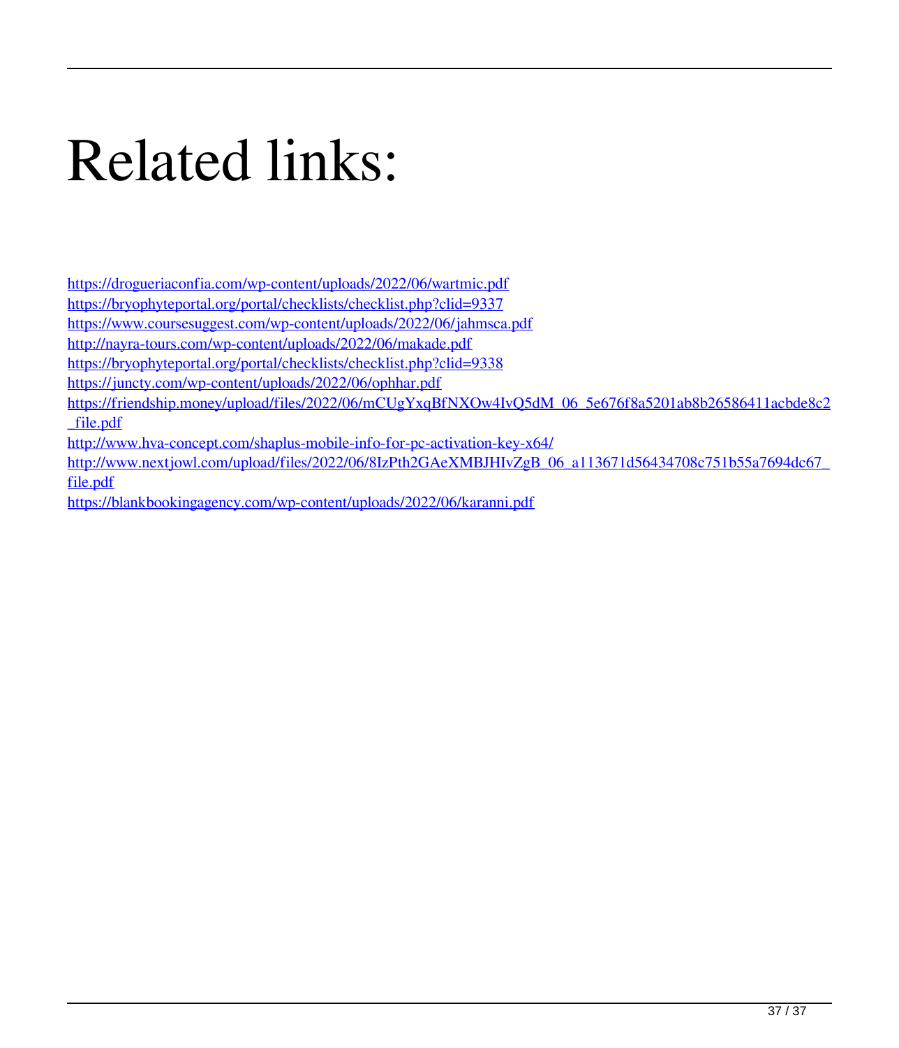# Related links:

https://drogueriaconfia.com/wp-content/uploads/2022/06/wartmic.pdf
https://bryophyteportal.org/portal/checklists/checklist.php?clid=9337
https://www.coursesuggest.com/wp-content/uploads/2022/06/jahmsca.pdf
http://nayra-tours.com/wp-content/uploads/2022/06/makade.pdf
https://bryophyteportal.org/portal/checklists/checklist.php?clid=9338
https://juncty.com/wp-content/uploads/2022/06/ophhar.pdf
https://friendship.money/upload/files/2022/06/mCUgYxqBfNXOw4IvQ5dM_06_5e676f8a5201ab8b26586411acbde8c2_file.pdf
http://www.hva-concept.com/shaplus-mobile-info-for-pc-activation-key-x64/
http://www.nextjowl.com/upload/files/2022/06/8IzPth2GAeXMBJHIvZgB_06_a113671d56434708c751b55a7694dc67_file.pdf
https://blankbookingagency.com/wp-content/uploads/2022/06/karanni.pdf